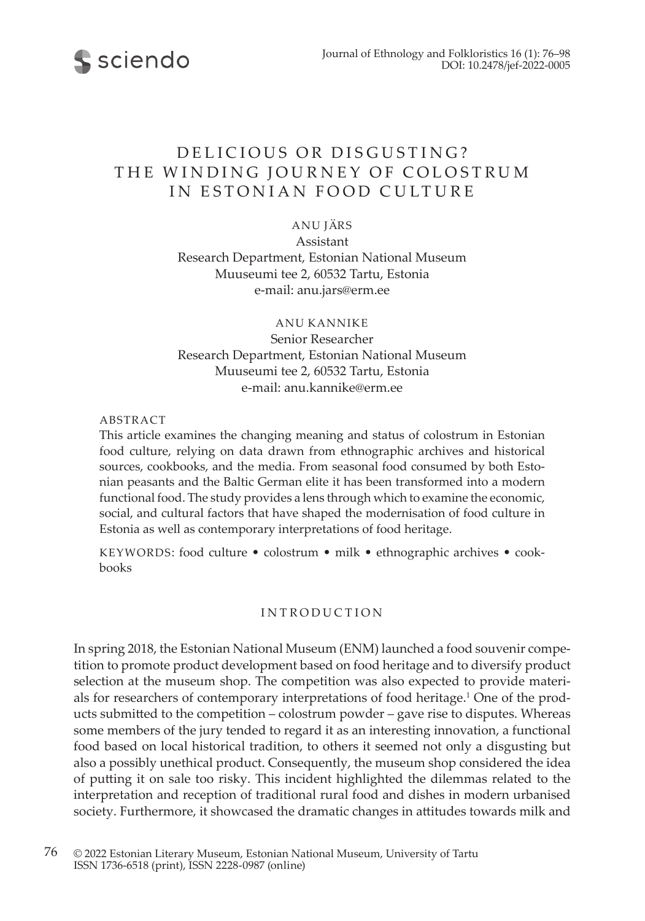# DELICIOUS OR DISGUSTING? THE WINDING JOURNEY OF COLOSTRUM IN ESTONIAN FOOD CULTURE

ANU JÄRS
Assistant
Research Department, Estonian National Museum
Muuseumi tee 2, 60532 Tartu, Estonia
e-mail: anu.jars@erm.ee

ANU KANNIKE
Senior Researcher
Research Department, Estonian National Museum
Muuseumi tee 2, 60532 Tartu, Estonia
e-mail: anu.kannike@erm.ee

## ABSTRACT

This article examines the changing meaning and status of colostrum in Estonian food culture, relying on data drawn from ethnographic archives and historical sources, cookbooks, and the media. From seasonal food consumed by both Estonian peasants and the Baltic German elite it has been transformed into a modern functional food. The study provides a lens through which to examine the economic, social, and cultural factors that have shaped the modernisation of food culture in Estonia as well as contemporary interpretations of food heritage.

KEYWORDS: food culture • colostrum • milk • ethnographic archives • cookbooks

## INTRODUCTION

In spring 2018, the Estonian National Museum (ENM) launched a food souvenir competition to promote product development based on food heritage and to diversify product selection at the museum shop. The competition was also expected to provide materials for researchers of contemporary interpretations of food heritage.[1] One of the products submitted to the competition – colostrum powder – gave rise to disputes. Whereas some members of the jury tended to regard it as an interesting innovation, a functional food based on local historical tradition, to others it seemed not only a disgusting but also a possibly unethical product. Consequently, the museum shop considered the idea of putting it on sale too risky. This incident highlighted the dilemmas related to the interpretation and reception of traditional rural food and dishes in modern urbanised society. Furthermore, it showcased the dramatic changes in attitudes towards milk and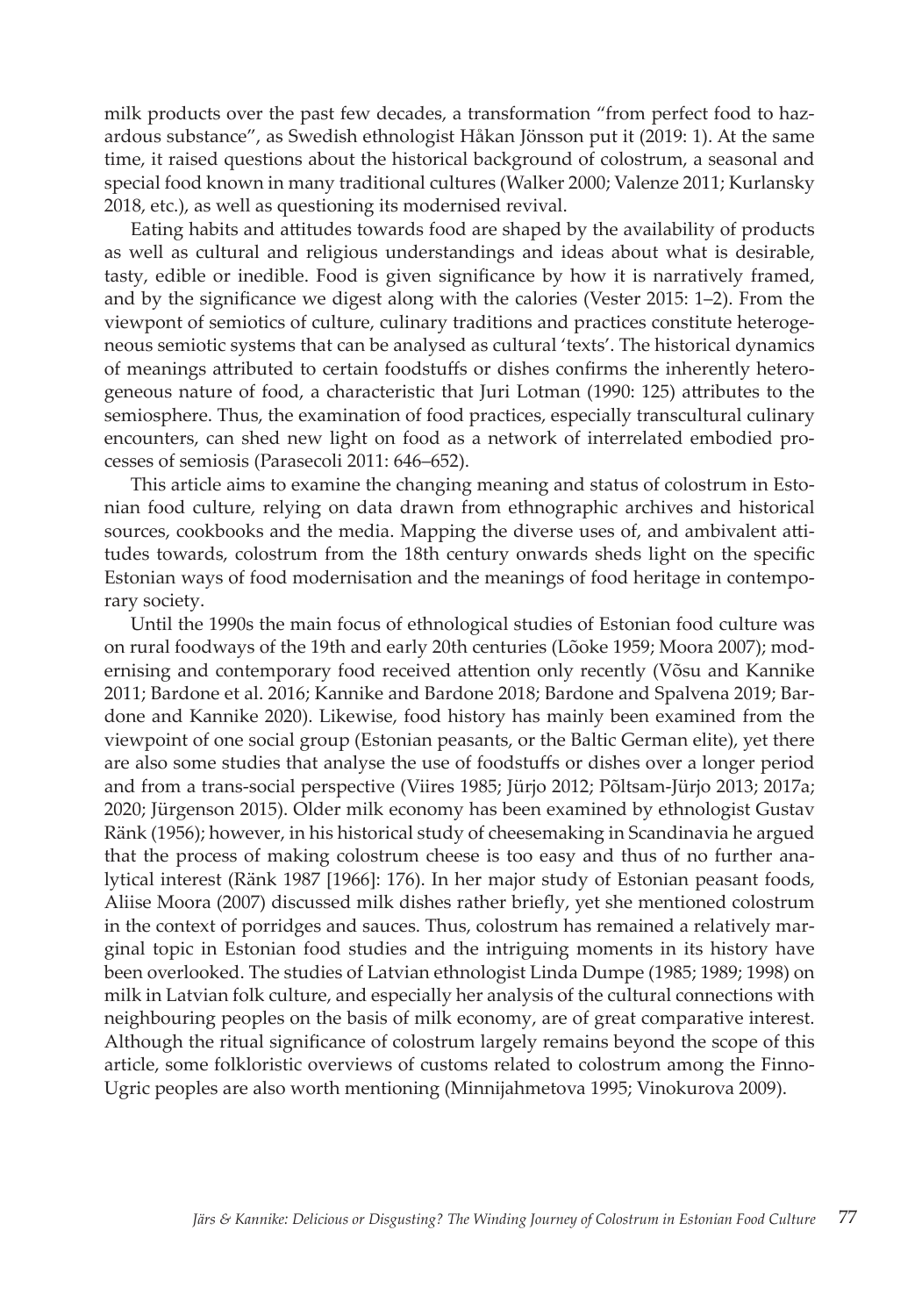milk products over the past few decades, a transformation "from perfect food to hazardous substance", as Swedish ethnologist Håkan Jönsson put it (2019: 1). At the same time, it raised questions about the historical background of colostrum, a seasonal and special food known in many traditional cultures (Walker 2000; Valenze 2011; Kurlansky 2018, etc.), as well as questioning its modernised revival.

Eating habits and attitudes towards food are shaped by the availability of products as well as cultural and religious understandings and ideas about what is desirable, tasty, edible or inedible. Food is given significance by how it is narratively framed, and by the significance we digest along with the calories (Vester 2015: 1–2). From the viewpont of semiotics of culture, culinary traditions and practices constitute heterogeneous semiotic systems that can be analysed as cultural 'texts'. The historical dynamics of meanings attributed to certain foodstuffs or dishes confirms the inherently heterogeneous nature of food, a characteristic that Juri Lotman (1990: 125) attributes to the semiosphere. Thus, the examination of food practices, especially transcultural culinary encounters, can shed new light on food as a network of interrelated embodied processes of semiosis (Parasecoli 2011: 646–652).

This article aims to examine the changing meaning and status of colostrum in Estonian food culture, relying on data drawn from ethnographic archives and historical sources, cookbooks and the media. Mapping the diverse uses of, and ambivalent attitudes towards, colostrum from the 18th century onwards sheds light on the specific Estonian ways of food modernisation and the meanings of food heritage in contemporary society.

Until the 1990s the main focus of ethnological studies of Estonian food culture was on rural foodways of the 19th and early 20th centuries (Lõoke 1959; Moora 2007); modernising and contemporary food received attention only recently (Võsu and Kannike 2011; Bardone et al. 2016; Kannike and Bardone 2018; Bardone and Spalvena 2019; Bardone and Kannike 2020). Likewise, food history has mainly been examined from the viewpoint of one social group (Estonian peasants, or the Baltic German elite), yet there are also some studies that analyse the use of foodstuffs or dishes over a longer period and from a trans-social perspective (Viires 1985; Jürjo 2012; Põltsam-Jürjo 2013; 2017a; 2020; Jürgenson 2015). Older milk economy has been examined by ethnologist Gustav Ränk (1956); however, in his historical study of cheesemaking in Scandinavia he argued that the process of making colostrum cheese is too easy and thus of no further analytical interest (Ränk 1987 [1966]: 176). In her major study of Estonian peasant foods, Aliise Moora (2007) discussed milk dishes rather briefly, yet she mentioned colostrum in the context of porridges and sauces. Thus, colostrum has remained a relatively marginal topic in Estonian food studies and the intriguing moments in its history have been overlooked. The studies of Latvian ethnologist Linda Dumpe (1985; 1989; 1998) on milk in Latvian folk culture, and especially her analysis of the cultural connections with neighbouring peoples on the basis of milk economy, are of great comparative interest. Although the ritual significance of colostrum largely remains beyond the scope of this article, some folkloristic overviews of customs related to colostrum among the Finno-Ugric peoples are also worth mentioning (Minnijahmetova 1995; Vinokurova 2009).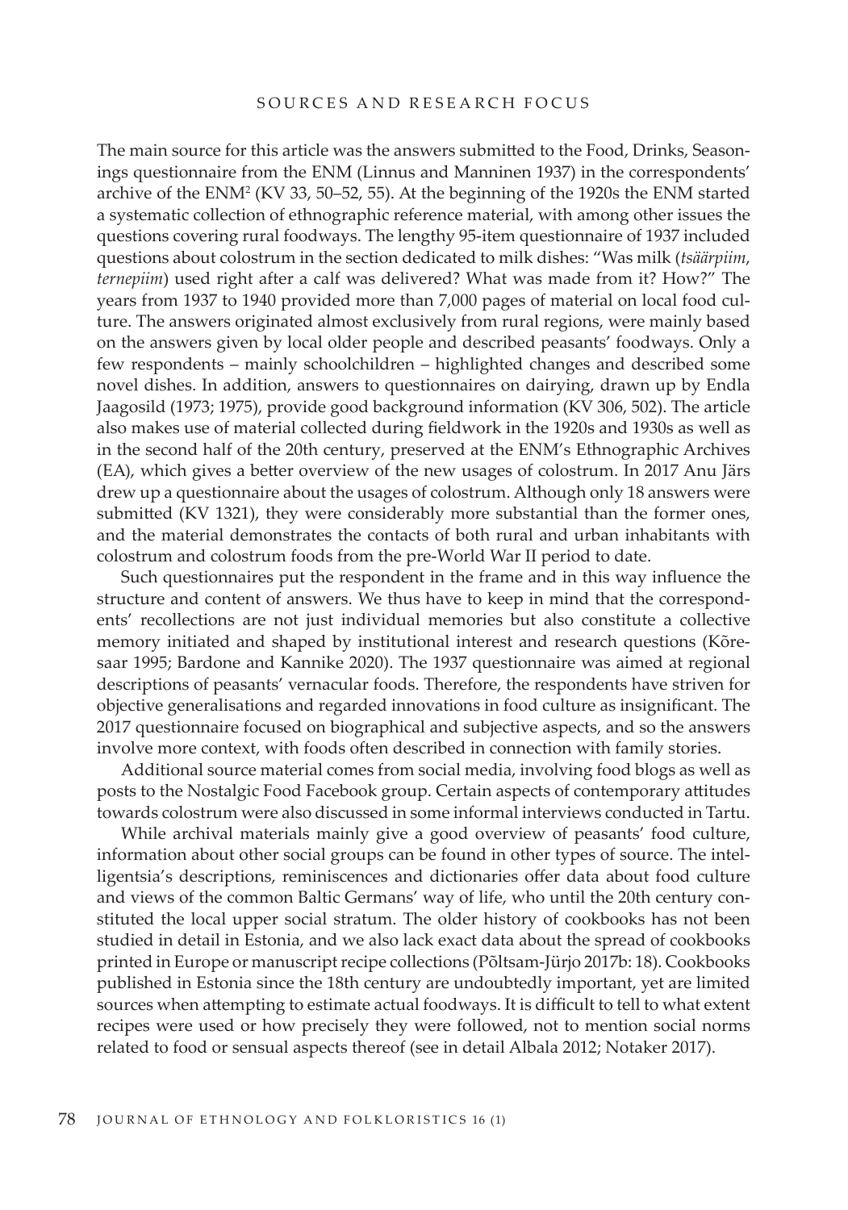## SOURCES AND RESEARCH FOCUS

The main source for this article was the answers submitted to the Food, Drinks, Seasonings questionnaire from the ENM (Linnus and Manninen 1937) in the correspondents' archive of the ENM[2] (KV 33, 50–52, 55). At the beginning of the 1920s the ENM started a systematic collection of ethnographic reference material, with among other issues the questions covering rural foodways. The lengthy 95-item questionnaire of 1937 included questions about colostrum in the section dedicated to milk dishes: "Was milk (*tsäärpiim*, *ternepiim*) used right after a calf was delivered? What was made from it? How?" The years from 1937 to 1940 provided more than 7,000 pages of material on local food culture. The answers originated almost exclusively from rural regions, were mainly based on the answers given by local older people and described peasants' foodways. Only a few respondents – mainly schoolchildren – highlighted changes and described some novel dishes. In addition, answers to questionnaires on dairying, drawn up by Endla Jaagosild (1973; 1975), provide good background information (KV 306, 502). The article also makes use of material collected during fieldwork in the 1920s and 1930s as well as in the second half of the 20th century, preserved at the ENM's Ethnographic Archives (EA), which gives a better overview of the new usages of colostrum. In 2017 Anu Järs drew up a questionnaire about the usages of colostrum. Although only 18 answers were submitted (KV 1321), they were considerably more substantial than the former ones, and the material demonstrates the contacts of both rural and urban inhabitants with colostrum and colostrum foods from the pre-World War II period to date.

Such questionnaires put the respondent in the frame and in this way influence the structure and content of answers. We thus have to keep in mind that the correspondents' recollections are not just individual memories but also constitute a collective memory initiated and shaped by institutional interest and research questions (Kõresaar 1995; Bardone and Kannike 2020). The 1937 questionnaire was aimed at regional descriptions of peasants' vernacular foods. Therefore, the respondents have striven for objective generalisations and regarded innovations in food culture as insignificant. The 2017 questionnaire focused on biographical and subjective aspects, and so the answers involve more context, with foods often described in connection with family stories.

Additional source material comes from social media, involving food blogs as well as posts to the Nostalgic Food Facebook group. Certain aspects of contemporary attitudes towards colostrum were also discussed in some informal interviews conducted in Tartu.

While archival materials mainly give a good overview of peasants' food culture, information about other social groups can be found in other types of source. The intelligentsia's descriptions, reminiscences and dictionaries offer data about food culture and views of the common Baltic Germans' way of life, who until the 20th century constituted the local upper social stratum. The older history of cookbooks has not been studied in detail in Estonia, and we also lack exact data about the spread of cookbooks printed in Europe or manuscript recipe collections (Põltsam-Jürjo 2017b: 18). Cookbooks published in Estonia since the 18th century are undoubtedly important, yet are limited sources when attempting to estimate actual foodways. It is difficult to tell to what extent recipes were used or how precisely they were followed, not to mention social norms related to food or sensual aspects thereof (see in detail Albala 2012; Notaker 2017).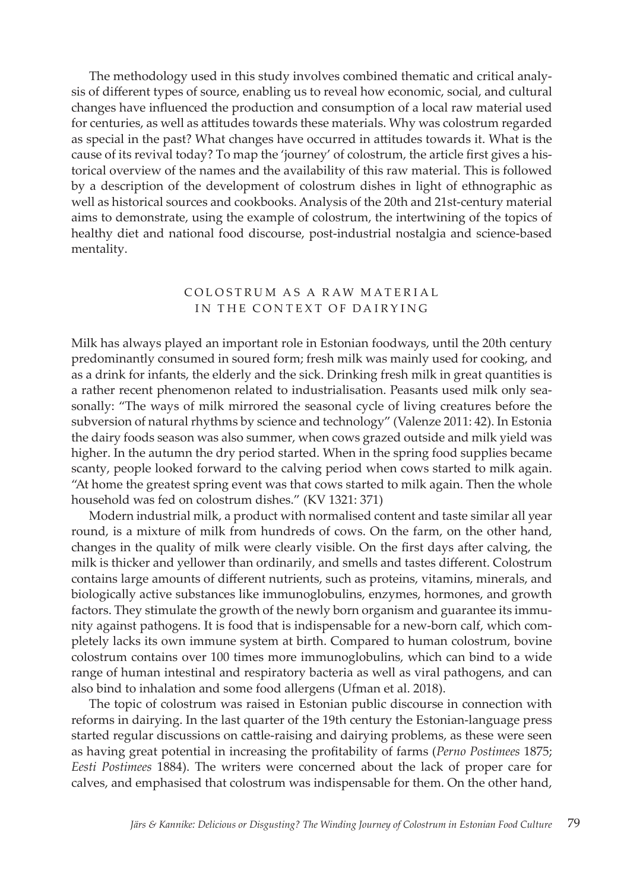The methodology used in this study involves combined thematic and critical analysis of different types of source, enabling us to reveal how economic, social, and cultural changes have influenced the production and consumption of a local raw material used for centuries, as well as attitudes towards these materials. Why was colostrum regarded as special in the past? What changes have occurred in attitudes towards it. What is the cause of its revival today? To map the 'journey' of colostrum, the article first gives a historical overview of the names and the availability of this raw material. This is followed by a description of the development of colostrum dishes in light of ethnographic as well as historical sources and cookbooks. Analysis of the 20th and 21st-century material aims to demonstrate, using the example of colostrum, the intertwining of the topics of healthy diet and national food discourse, post-industrial nostalgia and science-based mentality.

## COLOSTRUM AS A RAW MATERIAL IN THE CONTEXT OF DAIRYING

Milk has always played an important role in Estonian foodways, until the 20th century predominantly consumed in soured form; fresh milk was mainly used for cooking, and as a drink for infants, the elderly and the sick. Drinking fresh milk in great quantities is a rather recent phenomenon related to industrialisation. Peasants used milk only seasonally: "The ways of milk mirrored the seasonal cycle of living creatures before the subversion of natural rhythms by science and technology" (Valenze 2011: 42). In Estonia the dairy foods season was also summer, when cows grazed outside and milk yield was higher. In the autumn the dry period started. When in the spring food supplies became scanty, people looked forward to the calving period when cows started to milk again. "At home the greatest spring event was that cows started to milk again. Then the whole household was fed on colostrum dishes." (KV 1321: 371)

Modern industrial milk, a product with normalised content and taste similar all year round, is a mixture of milk from hundreds of cows. On the farm, on the other hand, changes in the quality of milk were clearly visible. On the first days after calving, the milk is thicker and yellower than ordinarily, and smells and tastes different. Colostrum contains large amounts of different nutrients, such as proteins, vitamins, minerals, and biologically active substances like immunoglobulins, enzymes, hormones, and growth factors. They stimulate the growth of the newly born organism and guarantee its immunity against pathogens. It is food that is indispensable for a new-born calf, which completely lacks its own immune system at birth. Compared to human colostrum, bovine colostrum contains over 100 times more immunoglobulins, which can bind to a wide range of human intestinal and respiratory bacteria as well as viral pathogens, and can also bind to inhalation and some food allergens (Ufman et al. 2018).

The topic of colostrum was raised in Estonian public discourse in connection with reforms in dairying. In the last quarter of the 19th century the Estonian-language press started regular discussions on cattle-raising and dairying problems, as these were seen as having great potential in increasing the profitability of farms (*Perno Postimees* 1875; *Eesti Postimees* 1884). The writers were concerned about the lack of proper care for calves, and emphasised that colostrum was indispensable for them. On the other hand,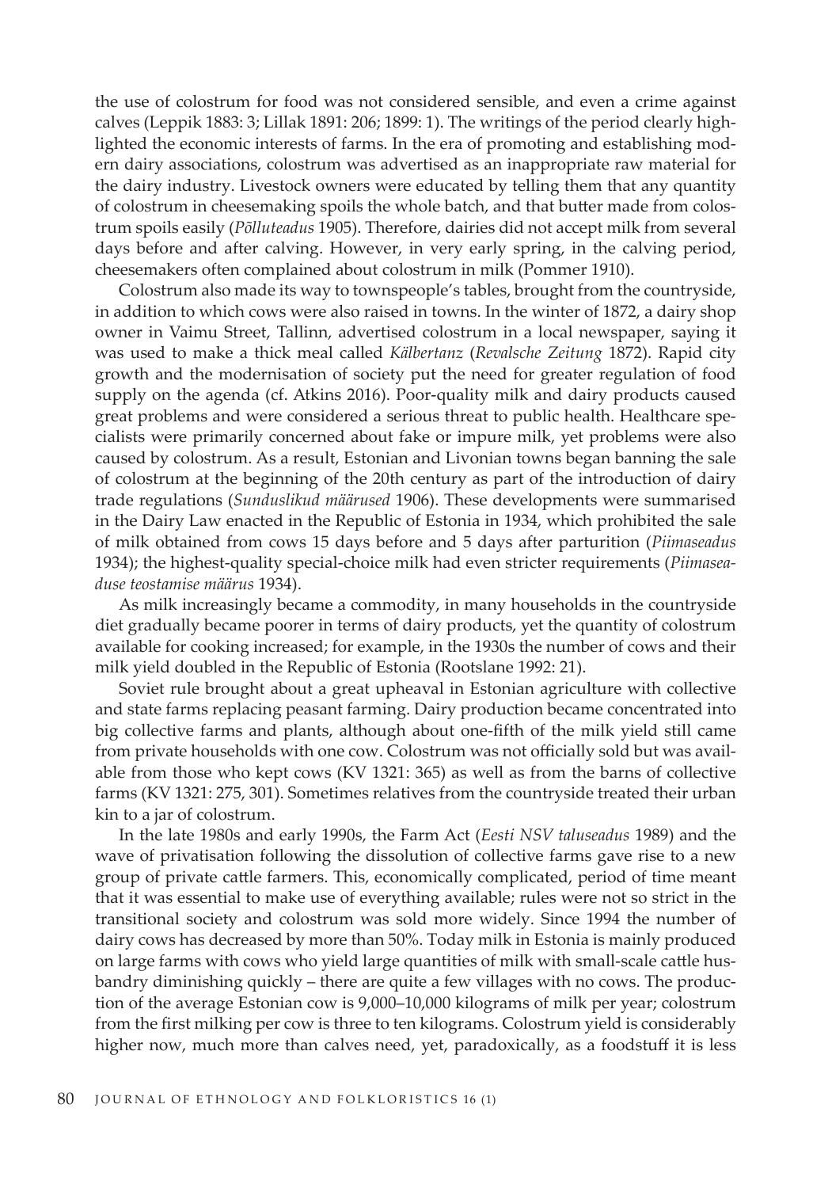the use of colostrum for food was not considered sensible, and even a crime against calves (Leppik 1883: 3; Lillak 1891: 206; 1899: 1). The writings of the period clearly highlighted the economic interests of farms. In the era of promoting and establishing modern dairy associations, colostrum was advertised as an inappropriate raw material for the dairy industry. Livestock owners were educated by telling them that any quantity of colostrum in cheesemaking spoils the whole batch, and that butter made from colostrum spoils easily (*Põlluteadus* 1905). Therefore, dairies did not accept milk from several days before and after calving. However, in very early spring, in the calving period, cheesemakers often complained about colostrum in milk (Pommer 1910).

Colostrum also made its way to townspeople's tables, brought from the countryside, in addition to which cows were also raised in towns. In the winter of 1872, a dairy shop owner in Vaimu Street, Tallinn, advertised colostrum in a local newspaper, saying it was used to make a thick meal called *Kälbertanz* (*Revalsche Zeitung* 1872). Rapid city growth and the modernisation of society put the need for greater regulation of food supply on the agenda (cf. Atkins 2016). Poor-quality milk and dairy products caused great problems and were considered a serious threat to public health. Healthcare specialists were primarily concerned about fake or impure milk, yet problems were also caused by colostrum. As a result, Estonian and Livonian towns began banning the sale of colostrum at the beginning of the 20th century as part of the introduction of dairy trade regulations (*Sunduslikud määrused* 1906). These developments were summarised in the Dairy Law enacted in the Republic of Estonia in 1934, which prohibited the sale of milk obtained from cows 15 days before and 5 days after parturition (*Piimaseadus* 1934); the highest-quality special-choice milk had even stricter requirements (*Piimaseaduse teostamise määrus* 1934).

As milk increasingly became a commodity, in many households in the countryside diet gradually became poorer in terms of dairy products, yet the quantity of colostrum available for cooking increased; for example, in the 1930s the number of cows and their milk yield doubled in the Republic of Estonia (Rootslane 1992: 21).

Soviet rule brought about a great upheaval in Estonian agriculture with collective and state farms replacing peasant farming. Dairy production became concentrated into big collective farms and plants, although about one-fifth of the milk yield still came from private households with one cow. Colostrum was not officially sold but was available from those who kept cows (KV 1321: 365) as well as from the barns of collective farms (KV 1321: 275, 301). Sometimes relatives from the countryside treated their urban kin to a jar of colostrum.

In the late 1980s and early 1990s, the Farm Act (*Eesti NSV taluseadus* 1989) and the wave of privatisation following the dissolution of collective farms gave rise to a new group of private cattle farmers. This, economically complicated, period of time meant that it was essential to make use of everything available; rules were not so strict in the transitional society and colostrum was sold more widely. Since 1994 the number of dairy cows has decreased by more than 50%. Today milk in Estonia is mainly produced on large farms with cows who yield large quantities of milk with small-scale cattle husbandry diminishing quickly – there are quite a few villages with no cows. The production of the average Estonian cow is 9,000–10,000 kilograms of milk per year; colostrum from the first milking per cow is three to ten kilograms. Colostrum yield is considerably higher now, much more than calves need, yet, paradoxically, as a foodstuff it is less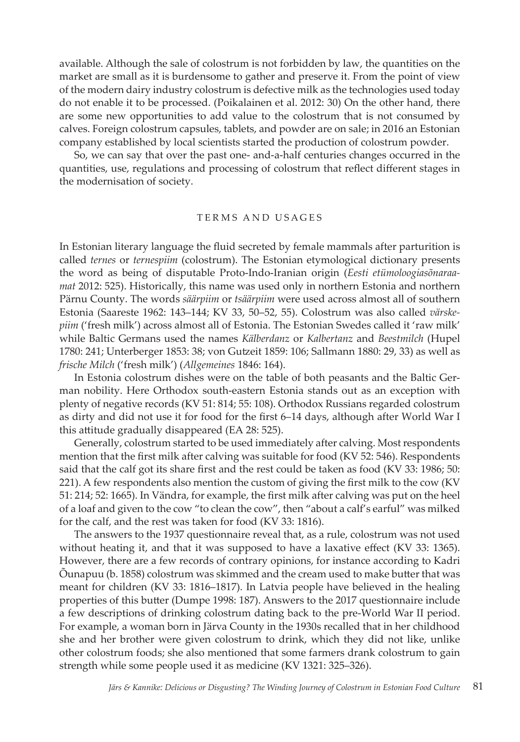available. Although the sale of colostrum is not forbidden by law, the quantities on the market are small as it is burdensome to gather and preserve it. From the point of view of the modern dairy industry colostrum is defective milk as the technologies used today do not enable it to be processed. (Poikalainen et al. 2012: 30) On the other hand, there are some new opportunities to add value to the colostrum that is not consumed by calves. Foreign colostrum capsules, tablets, and powder are on sale; in 2016 an Estonian company established by local scientists started the production of colostrum powder.

So, we can say that over the past one- and-a-half centuries changes occurred in the quantities, use, regulations and processing of colostrum that reflect different stages in the modernisation of society.

## TERMS AND USAGES

In Estonian literary language the fluid secreted by female mammals after parturition is called *ternes* or *ternespiim* (colostrum). The Estonian etymological dictionary presents the word as being of disputable Proto-Indo-Iranian origin (*Eesti etümoloogiasõnaraamat* 2012: 525). Historically, this name was used only in northern Estonia and northern Pärnu County. The words *säärpiim* or *tsäärpiim* were used across almost all of southern Estonia (Saareste 1962: 143–144; KV 33, 50–52, 55). Colostrum was also called *värskepiim* ('fresh milk') across almost all of Estonia. The Estonian Swedes called it 'raw milk' while Baltic Germans used the names *Kälberdanz* or *Kalbertanz* and *Beestmilch* (Hupel 1780: 241; Unterberger 1853: 38; von Gutzeit 1859: 106; Sallmann 1880: 29, 33) as well as *frische Milch* ('fresh milk') (*Allgemeines* 1846: 164).

In Estonia colostrum dishes were on the table of both peasants and the Baltic German nobility. Here Orthodox south-eastern Estonia stands out as an exception with plenty of negative records (KV 51: 814; 55: 108). Orthodox Russians regarded colostrum as dirty and did not use it for food for the first 6–14 days, although after World War I this attitude gradually disappeared (EA 28: 525).

Generally, colostrum started to be used immediately after calving. Most respondents mention that the first milk after calving was suitable for food (KV 52: 546). Respondents said that the calf got its share first and the rest could be taken as food (KV 33: 1986; 50: 221). A few respondents also mention the custom of giving the first milk to the cow (KV 51: 214; 52: 1665). In Vändra, for example, the first milk after calving was put on the heel of a loaf and given to the cow "to clean the cow", then "about a calf's earful" was milked for the calf, and the rest was taken for food (KV 33: 1816).

The answers to the 1937 questionnaire reveal that, as a rule, colostrum was not used without heating it, and that it was supposed to have a laxative effect (KV 33: 1365). However, there are a few records of contrary opinions, for instance according to Kadri Õunapuu (b. 1858) colostrum was skimmed and the cream used to make butter that was meant for children (KV 33: 1816–1817). In Latvia people have believed in the healing properties of this butter (Dumpe 1998: 187). Answers to the 2017 questionnaire include a few descriptions of drinking colostrum dating back to the pre-World War II period. For example, a woman born in Järva County in the 1930s recalled that in her childhood she and her brother were given colostrum to drink, which they did not like, unlike other colostrum foods; she also mentioned that some farmers drank colostrum to gain strength while some people used it as medicine (KV 1321: 325–326).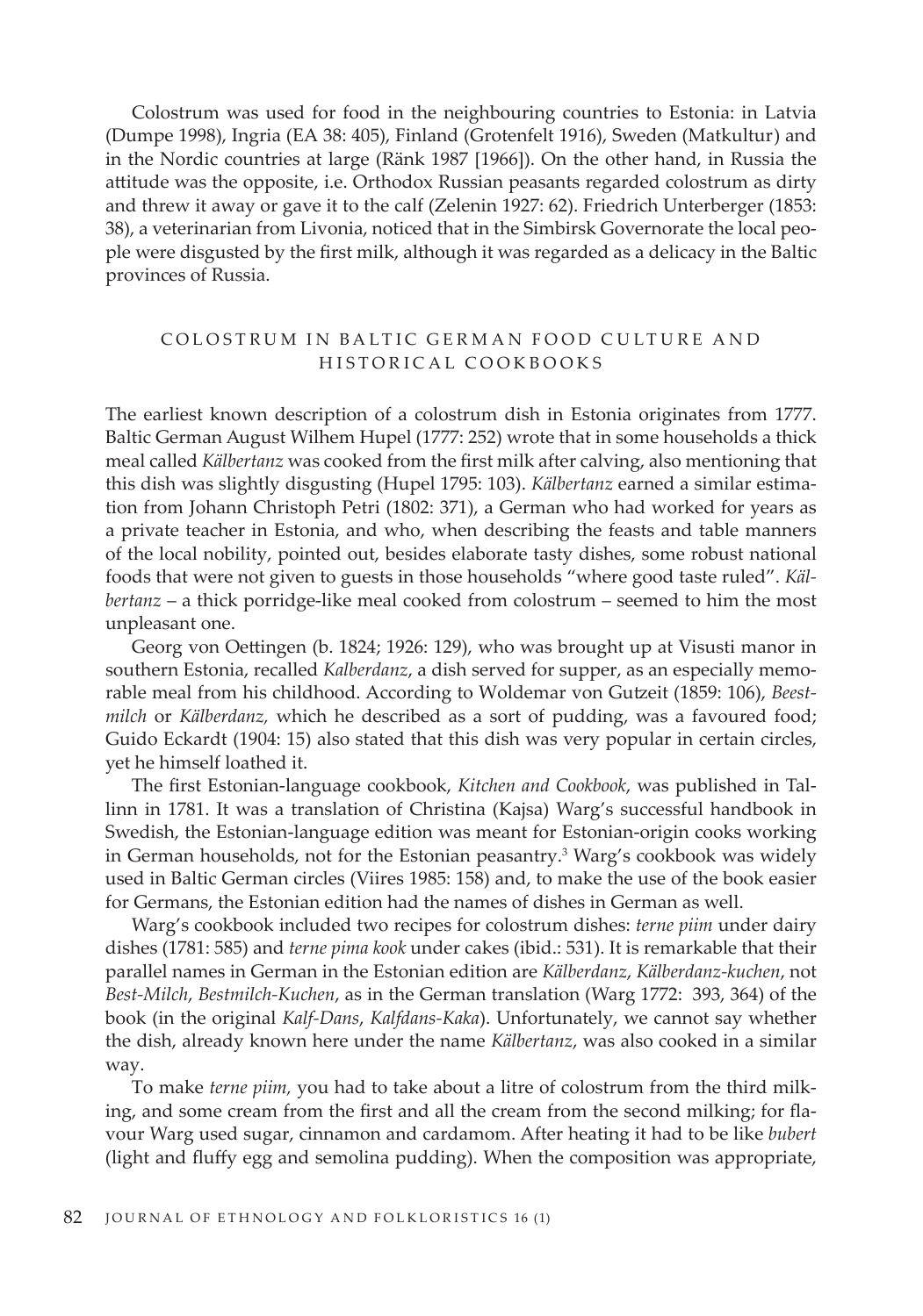Colostrum was used for food in the neighbouring countries to Estonia: in Latvia (Dumpe 1998), Ingria (EA 38: 405), Finland (Grotenfelt 1916), Sweden (Matkultur) and in the Nordic countries at large (Ränk 1987 [1966]). On the other hand, in Russia the attitude was the opposite, i.e. Orthodox Russian peasants regarded colostrum as dirty and threw it away or gave it to the calf (Zelenin 1927: 62). Friedrich Unterberger (1853: 38), a veterinarian from Livonia, noticed that in the Simbirsk Governorate the local people were disgusted by the first milk, although it was regarded as a delicacy in the Baltic provinces of Russia.

## COLOSTRUM IN BALTIC GERMAN FOOD CULTURE AND HISTORICAL COOKBOOKS

The earliest known description of a colostrum dish in Estonia originates from 1777. Baltic German August Wilhem Hupel (1777: 252) wrote that in some households a thick meal called *Kälbertanz* was cooked from the first milk after calving, also mentioning that this dish was slightly disgusting (Hupel 1795: 103). *Kälbertanz* earned a similar estimation from Johann Christoph Petri (1802: 371), a German who had worked for years as a private teacher in Estonia, and who, when describing the feasts and table manners of the local nobility, pointed out, besides elaborate tasty dishes, some robust national foods that were not given to guests in those households "where good taste ruled". *Kälbertanz* – a thick porridge-like meal cooked from colostrum – seemed to him the most unpleasant one.

Georg von Oettingen (b. 1824; 1926: 129), who was brought up at Visusti manor in southern Estonia, recalled *Kalberdanz*, a dish served for supper, as an especially memorable meal from his childhood. According to Woldemar von Gutzeit (1859: 106), *Beestmilch* or *Kälberdanz,* which he described as a sort of pudding, was a favoured food; Guido Eckardt (1904: 15) also stated that this dish was very popular in certain circles, yet he himself loathed it.

The first Estonian-language cookbook, *Kitchen and Cookbook*, was published in Tallinn in 1781. It was a translation of Christina (Kajsa) Warg's successful handbook in Swedish, the Estonian-language edition was meant for Estonian-origin cooks working in German households, not for the Estonian peasantry.[3] Warg's cookbook was widely used in Baltic German circles (Viires 1985: 158) and, to make the use of the book easier for Germans, the Estonian edition had the names of dishes in German as well.

Warg's cookbook included two recipes for colostrum dishes: *terne piim* under dairy dishes (1781: 585) and *terne pima kook* under cakes (ibid.: 531). It is remarkable that their parallel names in German in the Estonian edition are *Kälberdanz*, *Kälberdanz-kuchen*, not *Best-Milch*, *Bestmilch-Kuchen*, as in the German translation (Warg 1772: 393, 364) of the book (in the original *Kalf-Dans*, *Kalfdans-Kaka*). Unfortunately, we cannot say whether the dish, already known here under the name *Kälbertanz*, was also cooked in a similar way.

To make *terne piim,* you had to take about a litre of colostrum from the third milking, and some cream from the first and all the cream from the second milking; for flavour Warg used sugar, cinnamon and cardamom. After heating it had to be like *bubert* (light and fluffy egg and semolina pudding). When the composition was appropriate,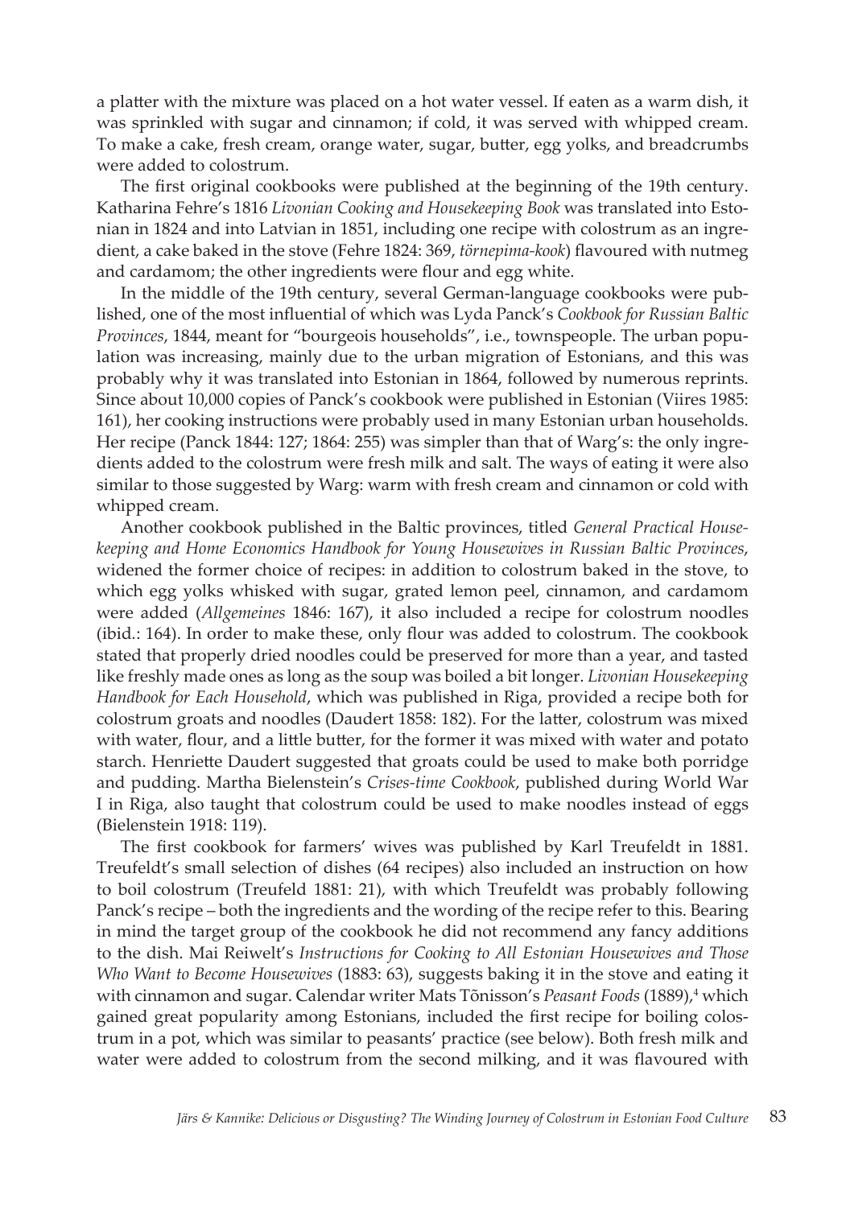a platter with the mixture was placed on a hot water vessel. If eaten as a warm dish, it was sprinkled with sugar and cinnamon; if cold, it was served with whipped cream. To make a cake, fresh cream, orange water, sugar, butter, egg yolks, and breadcrumbs were added to colostrum.

The first original cookbooks were published at the beginning of the 19th century. Katharina Fehre's 1816 *Livonian Cooking and Housekeeping Book* was translated into Estonian in 1824 and into Latvian in 1851, including one recipe with colostrum as an ingredient, a cake baked in the stove (Fehre 1824: 369, *törnepima-kook*) flavoured with nutmeg and cardamom; the other ingredients were flour and egg white.

In the middle of the 19th century, several German-language cookbooks were published, one of the most influential of which was Lyda Panck's *Cookbook for Russian Baltic Provinces*, 1844, meant for "bourgeois households", i.e., townspeople. The urban population was increasing, mainly due to the urban migration of Estonians, and this was probably why it was translated into Estonian in 1864, followed by numerous reprints. Since about 10,000 copies of Panck's cookbook were published in Estonian (Viires 1985: 161), her cooking instructions were probably used in many Estonian urban households. Her recipe (Panck 1844: 127; 1864: 255) was simpler than that of Warg's: the only ingredients added to the colostrum were fresh milk and salt. The ways of eating it were also similar to those suggested by Warg: warm with fresh cream and cinnamon or cold with whipped cream.

Another cookbook published in the Baltic provinces, titled *General Practical Housekeeping and Home Economics Handbook for Young Housewives in Russian Baltic Provinces*, widened the former choice of recipes: in addition to colostrum baked in the stove, to which egg yolks whisked with sugar, grated lemon peel, cinnamon, and cardamom were added (*Allgemeines* 1846: 167), it also included a recipe for colostrum noodles (ibid.: 164). In order to make these, only flour was added to colostrum. The cookbook stated that properly dried noodles could be preserved for more than a year, and tasted like freshly made ones as long as the soup was boiled a bit longer. *Livonian Housekeeping Handbook for Each Household*, which was published in Riga, provided a recipe both for colostrum groats and noodles (Daudert 1858: 182). For the latter, colostrum was mixed with water, flour, and a little butter, for the former it was mixed with water and potato starch. Henriette Daudert suggested that groats could be used to make both porridge and pudding. Martha Bielenstein's *Crises-time Cookbook*, published during World War I in Riga, also taught that colostrum could be used to make noodles instead of eggs (Bielenstein 1918: 119).

The first cookbook for farmers' wives was published by Karl Treufeldt in 1881. Treufeldt's small selection of dishes (64 recipes) also included an instruction on how to boil colostrum (Treufeld 1881: 21), with which Treufeldt was probably following Panck's recipe – both the ingredients and the wording of the recipe refer to this. Bearing in mind the target group of the cookbook he did not recommend any fancy additions to the dish. Mai Reiwelt's *Instructions for Cooking to All Estonian Housewives and Those Who Want to Become Housewives* (1883: 63), suggests baking it in the stove and eating it with cinnamon and sugar. Calendar writer Mats Tõnisson's *Peasant Foods* (1889),[4] which gained great popularity among Estonians, included the first recipe for boiling colostrum in a pot, which was similar to peasants' practice (see below). Both fresh milk and water were added to colostrum from the second milking, and it was flavoured with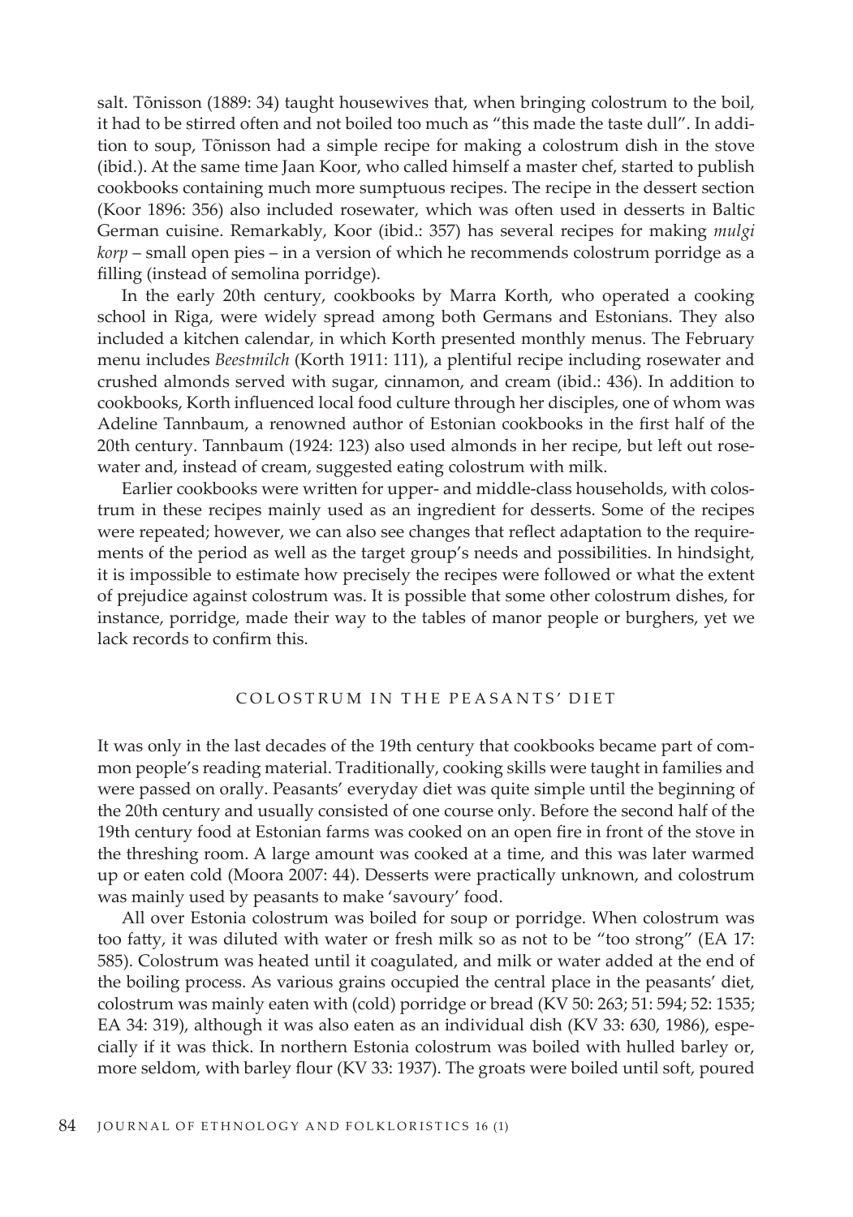salt. Tõnisson (1889: 34) taught housewives that, when bringing colostrum to the boil, it had to be stirred often and not boiled too much as "this made the taste dull". In addition to soup, Tõnisson had a simple recipe for making a colostrum dish in the stove (ibid.). At the same time Jaan Koor, who called himself a master chef, started to publish cookbooks containing much more sumptuous recipes. The recipe in the dessert section (Koor 1896: 356) also included rosewater, which was often used in desserts in Baltic German cuisine. Remarkably, Koor (ibid.: 357) has several recipes for making *mulgi korp* – small open pies – in a version of which he recommends colostrum porridge as a filling (instead of semolina porridge).

In the early 20th century, cookbooks by Marra Korth, who operated a cooking school in Riga, were widely spread among both Germans and Estonians. They also included a kitchen calendar, in which Korth presented monthly menus. The February menu includes *Beestmilch* (Korth 1911: 111), a plentiful recipe including rosewater and crushed almonds served with sugar, cinnamon, and cream (ibid.: 436). In addition to cookbooks, Korth influenced local food culture through her disciples, one of whom was Adeline Tannbaum, a renowned author of Estonian cookbooks in the first half of the 20th century. Tannbaum (1924: 123) also used almonds in her recipe, but left out rosewater and, instead of cream, suggested eating colostrum with milk.

Earlier cookbooks were written for upper- and middle-class households, with colostrum in these recipes mainly used as an ingredient for desserts. Some of the recipes were repeated; however, we can also see changes that reflect adaptation to the requirements of the period as well as the target group's needs and possibilities. In hindsight, it is impossible to estimate how precisely the recipes were followed or what the extent of prejudice against colostrum was. It is possible that some other colostrum dishes, for instance, porridge, made their way to the tables of manor people or burghers, yet we lack records to confirm this.

## COLOSTRUM IN THE PEASANTS' DIET

It was only in the last decades of the 19th century that cookbooks became part of common people's reading material. Traditionally, cooking skills were taught in families and were passed on orally. Peasants' everyday diet was quite simple until the beginning of the 20th century and usually consisted of one course only. Before the second half of the 19th century food at Estonian farms was cooked on an open fire in front of the stove in the threshing room. A large amount was cooked at a time, and this was later warmed up or eaten cold (Moora 2007: 44). Desserts were practically unknown, and colostrum was mainly used by peasants to make 'savoury' food.

All over Estonia colostrum was boiled for soup or porridge. When colostrum was too fatty, it was diluted with water or fresh milk so as not to be "too strong" (EA 17: 585). Colostrum was heated until it coagulated, and milk or water added at the end of the boiling process. As various grains occupied the central place in the peasants' diet, colostrum was mainly eaten with (cold) porridge or bread (KV 50: 263; 51: 594; 52: 1535; EA 34: 319), although it was also eaten as an individual dish (KV 33: 630, 1986), especially if it was thick. In northern Estonia colostrum was boiled with hulled barley or, more seldom, with barley flour (KV 33: 1937). The groats were boiled until soft, poured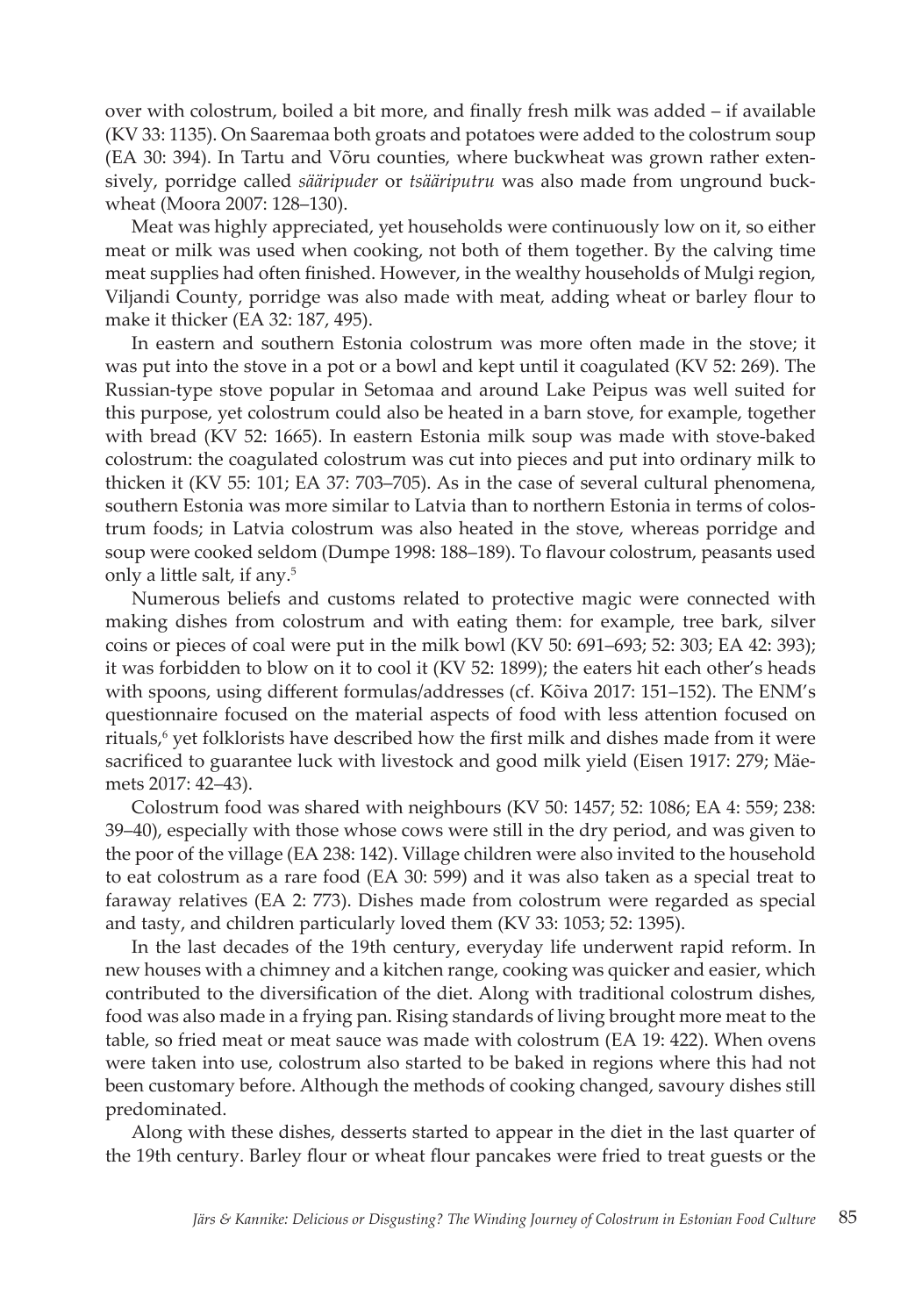over with colostrum, boiled a bit more, and finally fresh milk was added – if available (KV 33: 1135). On Saaremaa both groats and potatoes were added to the colostrum soup (EA 30: 394). In Tartu and Võru counties, where buckwheat was grown rather extensively, porridge called *sääripuder* or *tsääriputru* was also made from unground buckwheat (Moora 2007: 128–130).

Meat was highly appreciated, yet households were continuously low on it, so either meat or milk was used when cooking, not both of them together. By the calving time meat supplies had often finished. However, in the wealthy households of Mulgi region, Viljandi County, porridge was also made with meat, adding wheat or barley flour to make it thicker (EA 32: 187, 495).

In eastern and southern Estonia colostrum was more often made in the stove; it was put into the stove in a pot or a bowl and kept until it coagulated (KV 52: 269). The Russian-type stove popular in Setomaa and around Lake Peipus was well suited for this purpose, yet colostrum could also be heated in a barn stove, for example, together with bread (KV 52: 1665). In eastern Estonia milk soup was made with stove-baked colostrum: the coagulated colostrum was cut into pieces and put into ordinary milk to thicken it (KV 55: 101; EA 37: 703–705). As in the case of several cultural phenomena, southern Estonia was more similar to Latvia than to northern Estonia in terms of colostrum foods; in Latvia colostrum was also heated in the stove, whereas porridge and soup were cooked seldom (Dumpe 1998: 188–189). To flavour colostrum, peasants used only a little salt, if any.[5]

Numerous beliefs and customs related to protective magic were connected with making dishes from colostrum and with eating them: for example, tree bark, silver coins or pieces of coal were put in the milk bowl (KV 50: 691–693; 52: 303; EA 42: 393); it was forbidden to blow on it to cool it (KV 52: 1899); the eaters hit each other's heads with spoons, using different formulas/addresses (cf. Kõiva 2017: 151–152). The ENM's questionnaire focused on the material aspects of food with less attention focused on rituals,[6] yet folklorists have described how the first milk and dishes made from it were sacrificed to guarantee luck with livestock and good milk yield (Eisen 1917: 279; Mäemets 2017: 42–43).

Colostrum food was shared with neighbours (KV 50: 1457; 52: 1086; EA 4: 559; 238: 39–40), especially with those whose cows were still in the dry period, and was given to the poor of the village (EA 238: 142). Village children were also invited to the household to eat colostrum as a rare food (EA 30: 599) and it was also taken as a special treat to faraway relatives (EA 2: 773). Dishes made from colostrum were regarded as special and tasty, and children particularly loved them (KV 33: 1053; 52: 1395).

In the last decades of the 19th century, everyday life underwent rapid reform. In new houses with a chimney and a kitchen range, cooking was quicker and easier, which contributed to the diversification of the diet. Along with traditional colostrum dishes, food was also made in a frying pan. Rising standards of living brought more meat to the table, so fried meat or meat sauce was made with colostrum (EA 19: 422). When ovens were taken into use, colostrum also started to be baked in regions where this had not been customary before. Although the methods of cooking changed, savoury dishes still predominated.

Along with these dishes, desserts started to appear in the diet in the last quarter of the 19th century. Barley flour or wheat flour pancakes were fried to treat guests or the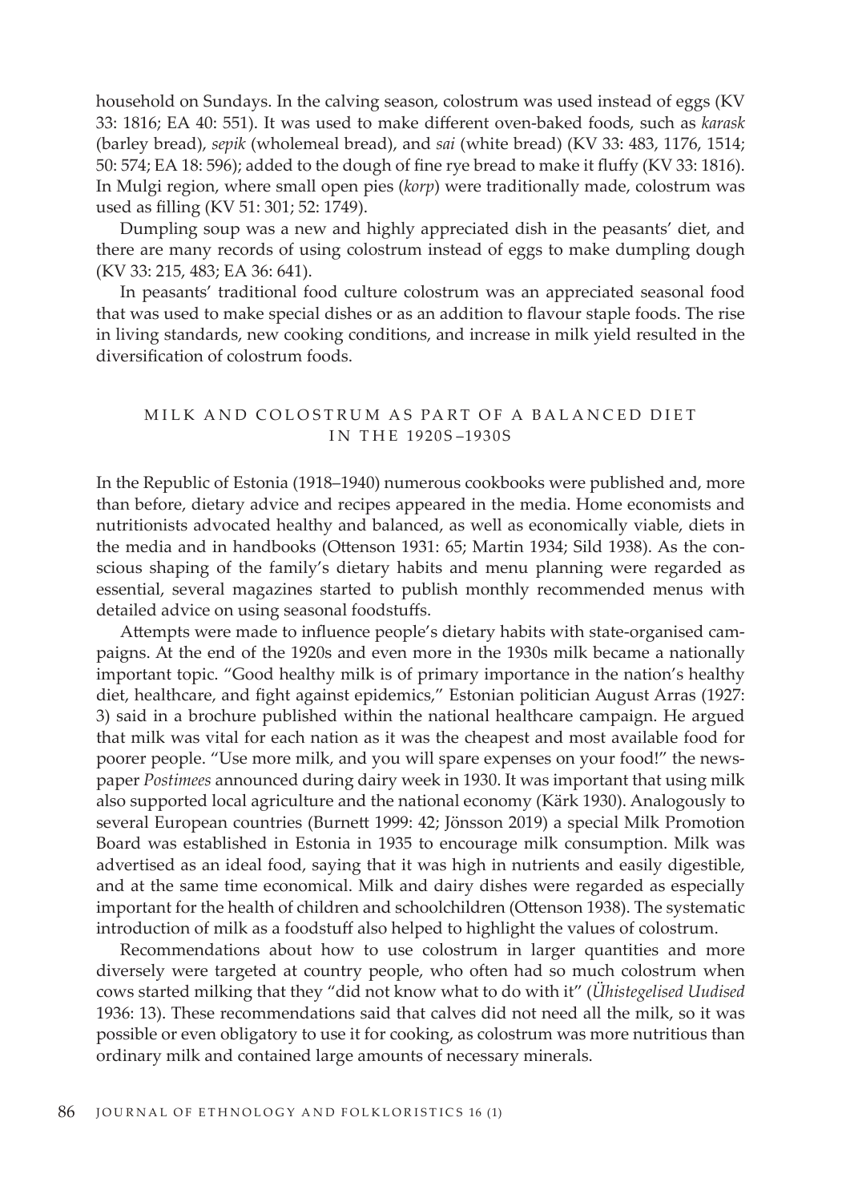household on Sundays. In the calving season, colostrum was used instead of eggs (KV 33: 1816; EA 40: 551). It was used to make different oven-baked foods, such as *karask* (barley bread), *sepik* (wholemeal bread), and *sai* (white bread) (KV 33: 483, 1176, 1514; 50: 574; EA 18: 596); added to the dough of fine rye bread to make it fluffy (KV 33: 1816). In Mulgi region, where small open pies (*korp*) were traditionally made, colostrum was used as filling (KV 51: 301; 52: 1749).

Dumpling soup was a new and highly appreciated dish in the peasants' diet, and there are many records of using colostrum instead of eggs to make dumpling dough (KV 33: 215, 483; EA 36: 641).

In peasants' traditional food culture colostrum was an appreciated seasonal food that was used to make special dishes or as an addition to flavour staple foods. The rise in living standards, new cooking conditions, and increase in milk yield resulted in the diversification of colostrum foods.

## MILK AND COLOSTRUM AS PART OF A BALANCED DIET IN THE 1920S–1930S

In the Republic of Estonia (1918–1940) numerous cookbooks were published and, more than before, dietary advice and recipes appeared in the media. Home economists and nutritionists advocated healthy and balanced, as well as economically viable, diets in the media and in handbooks (Ottenson 1931: 65; Martin 1934; Sild 1938). As the conscious shaping of the family's dietary habits and menu planning were regarded as essential, several magazines started to publish monthly recommended menus with detailed advice on using seasonal foodstuffs.

Attempts were made to influence people's dietary habits with state-organised campaigns. At the end of the 1920s and even more in the 1930s milk became a nationally important topic. "Good healthy milk is of primary importance in the nation's healthy diet, healthcare, and fight against epidemics," Estonian politician August Arras (1927: 3) said in a brochure published within the national healthcare campaign. He argued that milk was vital for each nation as it was the cheapest and most available food for poorer people. "Use more milk, and you will spare expenses on your food!" the newspaper *Postimees* announced during dairy week in 1930. It was important that using milk also supported local agriculture and the national economy (Kärk 1930). Analogously to several European countries (Burnett 1999: 42; Jönsson 2019) a special Milk Promotion Board was established in Estonia in 1935 to encourage milk consumption. Milk was advertised as an ideal food, saying that it was high in nutrients and easily digestible, and at the same time economical. Milk and dairy dishes were regarded as especially important for the health of children and schoolchildren (Ottenson 1938). The systematic introduction of milk as a foodstuff also helped to highlight the values of colostrum.

Recommendations about how to use colostrum in larger quantities and more diversely were targeted at country people, who often had so much colostrum when cows started milking that they "did not know what to do with it" (*Ühistegelised Uudised* 1936: 13). These recommendations said that calves did not need all the milk, so it was possible or even obligatory to use it for cooking, as colostrum was more nutritious than ordinary milk and contained large amounts of necessary minerals.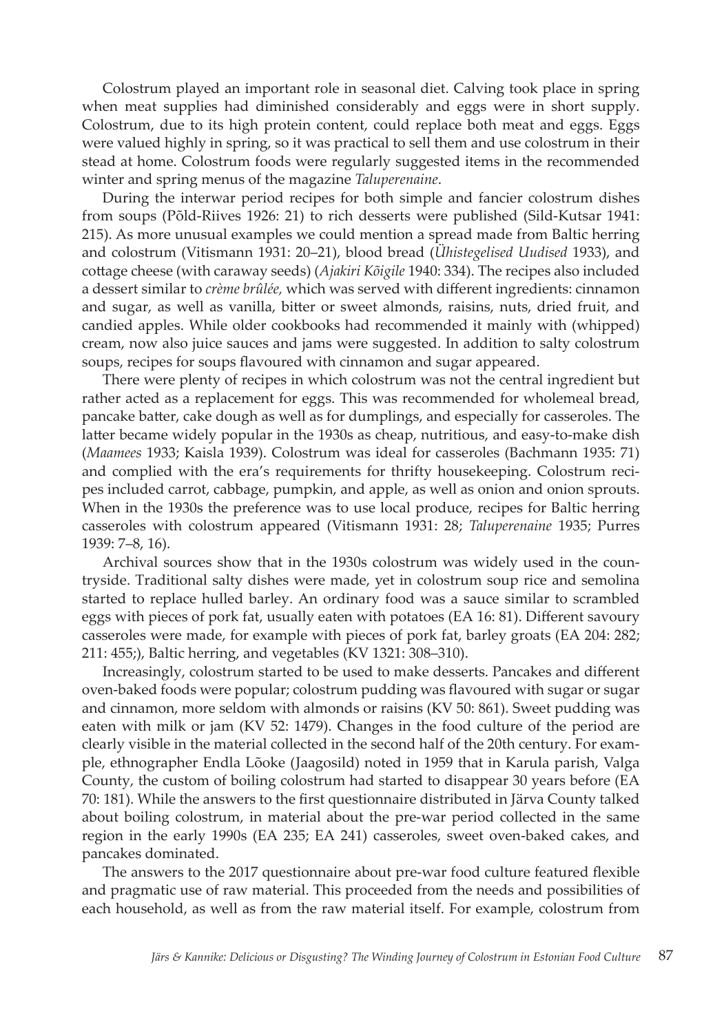Colostrum played an important role in seasonal diet. Calving took place in spring when meat supplies had diminished considerably and eggs were in short supply. Colostrum, due to its high protein content, could replace both meat and eggs. Eggs were valued highly in spring, so it was practical to sell them and use colostrum in their stead at home. Colostrum foods were regularly suggested items in the recommended winter and spring menus of the magazine *Taluperenaine*.

During the interwar period recipes for both simple and fancier colostrum dishes from soups (Põld-Riives 1926: 21) to rich desserts were published (Sild-Kutsar 1941: 215). As more unusual examples we could mention a spread made from Baltic herring and colostrum (Vitismann 1931: 20–21), blood bread (*Ühistegelised Uudised* 1933), and cottage cheese (with caraway seeds) (*Ajakiri Kõigile* 1940: 334). The recipes also included a dessert similar to *crème brûlée,* which was served with different ingredients: cinnamon and sugar, as well as vanilla, bitter or sweet almonds, raisins, nuts, dried fruit, and candied apples. While older cookbooks had recommended it mainly with (whipped) cream, now also juice sauces and jams were suggested. In addition to salty colostrum soups, recipes for soups flavoured with cinnamon and sugar appeared.

There were plenty of recipes in which colostrum was not the central ingredient but rather acted as a replacement for eggs. This was recommended for wholemeal bread, pancake batter, cake dough as well as for dumplings, and especially for casseroles. The latter became widely popular in the 1930s as cheap, nutritious, and easy-to-make dish (*Maamees* 1933; Kaisla 1939). Colostrum was ideal for casseroles (Bachmann 1935: 71) and complied with the era's requirements for thrifty housekeeping. Colostrum recipes included carrot, cabbage, pumpkin, and apple, as well as onion and onion sprouts. When in the 1930s the preference was to use local produce, recipes for Baltic herring casseroles with colostrum appeared (Vitismann 1931: 28; *Taluperenaine* 1935; Purres 1939: 7–8, 16).

Archival sources show that in the 1930s colostrum was widely used in the countryside. Traditional salty dishes were made, yet in colostrum soup rice and semolina started to replace hulled barley. An ordinary food was a sauce similar to scrambled eggs with pieces of pork fat, usually eaten with potatoes (EA 16: 81). Different savoury casseroles were made, for example with pieces of pork fat, barley groats (EA 204: 282; 211: 455;), Baltic herring, and vegetables (KV 1321: 308–310).

Increasingly, colostrum started to be used to make desserts. Pancakes and different oven-baked foods were popular; colostrum pudding was flavoured with sugar or sugar and cinnamon, more seldom with almonds or raisins (KV 50: 861). Sweet pudding was eaten with milk or jam (KV 52: 1479). Changes in the food culture of the period are clearly visible in the material collected in the second half of the 20th century. For example, ethnographer Endla Lõoke (Jaagosild) noted in 1959 that in Karula parish, Valga County, the custom of boiling colostrum had started to disappear 30 years before (EA 70: 181). While the answers to the first questionnaire distributed in Järva County talked about boiling colostrum, in material about the pre-war period collected in the same region in the early 1990s (EA 235; EA 241) casseroles, sweet oven-baked cakes, and pancakes dominated.

The answers to the 2017 questionnaire about pre-war food culture featured flexible and pragmatic use of raw material. This proceeded from the needs and possibilities of each household, as well as from the raw material itself. For example, colostrum from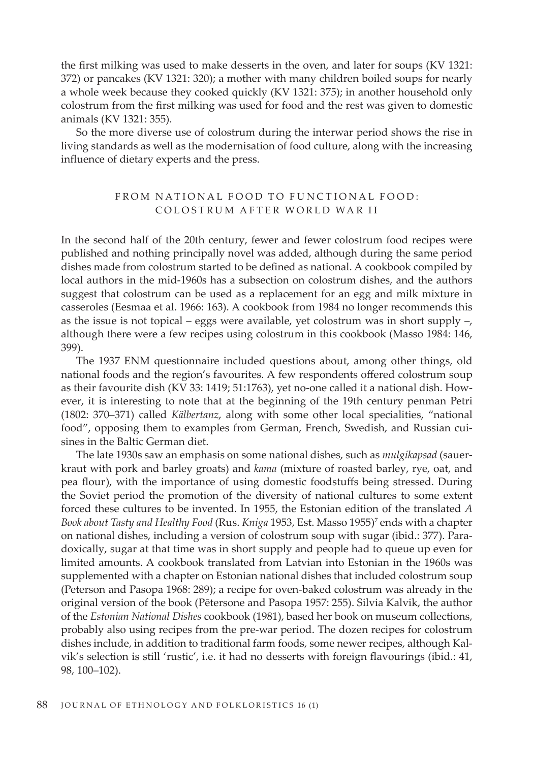the first milking was used to make desserts in the oven, and later for soups (KV 1321: 372) or pancakes (KV 1321: 320); a mother with many children boiled soups for nearly a whole week because they cooked quickly (KV 1321: 375); in another household only colostrum from the first milking was used for food and the rest was given to domestic animals (KV 1321: 355).

So the more diverse use of colostrum during the interwar period shows the rise in living standards as well as the modernisation of food culture, along with the increasing influence of dietary experts and the press.

## FROM NATIONAL FOOD TO FUNCTIONAL FOOD: COLOSTRUM AFTER WORLD WAR II

In the second half of the 20th century, fewer and fewer colostrum food recipes were published and nothing principally novel was added, although during the same period dishes made from colostrum started to be defined as national. A cookbook compiled by local authors in the mid-1960s has a subsection on colostrum dishes, and the authors suggest that colostrum can be used as a replacement for an egg and milk mixture in casseroles (Eesmaa et al. 1966: 163). A cookbook from 1984 no longer recommends this as the issue is not topical – eggs were available, yet colostrum was in short supply –, although there were a few recipes using colostrum in this cookbook (Masso 1984: 146, 399).

The 1937 ENM questionnaire included questions about, among other things, old national foods and the region's favourites. A few respondents offered colostrum soup as their favourite dish (KV 33: 1419; 51:1763), yet no-one called it a national dish. However, it is interesting to note that at the beginning of the 19th century penman Petri (1802: 370–371) called *Kälbertanz*, along with some other local specialities, "national food", opposing them to examples from German, French, Swedish, and Russian cuisines in the Baltic German diet.

The late 1930s saw an emphasis on some national dishes, such as *mulgikapsad* (sauerkraut with pork and barley groats) and *kama* (mixture of roasted barley, rye, oat, and pea flour), with the importance of using domestic foodstuffs being stressed. During the Soviet period the promotion of the diversity of national cultures to some extent forced these cultures to be invented. In 1955, the Estonian edition of the translated *A Book about Tasty and Healthy Food* (Rus. *Kniga* 1953, Est. Masso 1955)[7] ends with a chapter on national dishes, including a version of colostrum soup with sugar (ibid.: 377). Paradoxically, sugar at that time was in short supply and people had to queue up even for limited amounts. A cookbook translated from Latvian into Estonian in the 1960s was supplemented with a chapter on Estonian national dishes that included colostrum soup (Peterson and Pasopa 1968: 289); a recipe for oven-baked colostrum was already in the original version of the book (Pētersone and Pasopa 1957: 255). Silvia Kalvik, the author of the *Estonian National Dishes* cookbook (1981), based her book on museum collections, probably also using recipes from the pre-war period. The dozen recipes for colostrum dishes include, in addition to traditional farm foods, some newer recipes, although Kalvik's selection is still 'rustic', i.e. it had no desserts with foreign flavourings (ibid.: 41, 98, 100–102).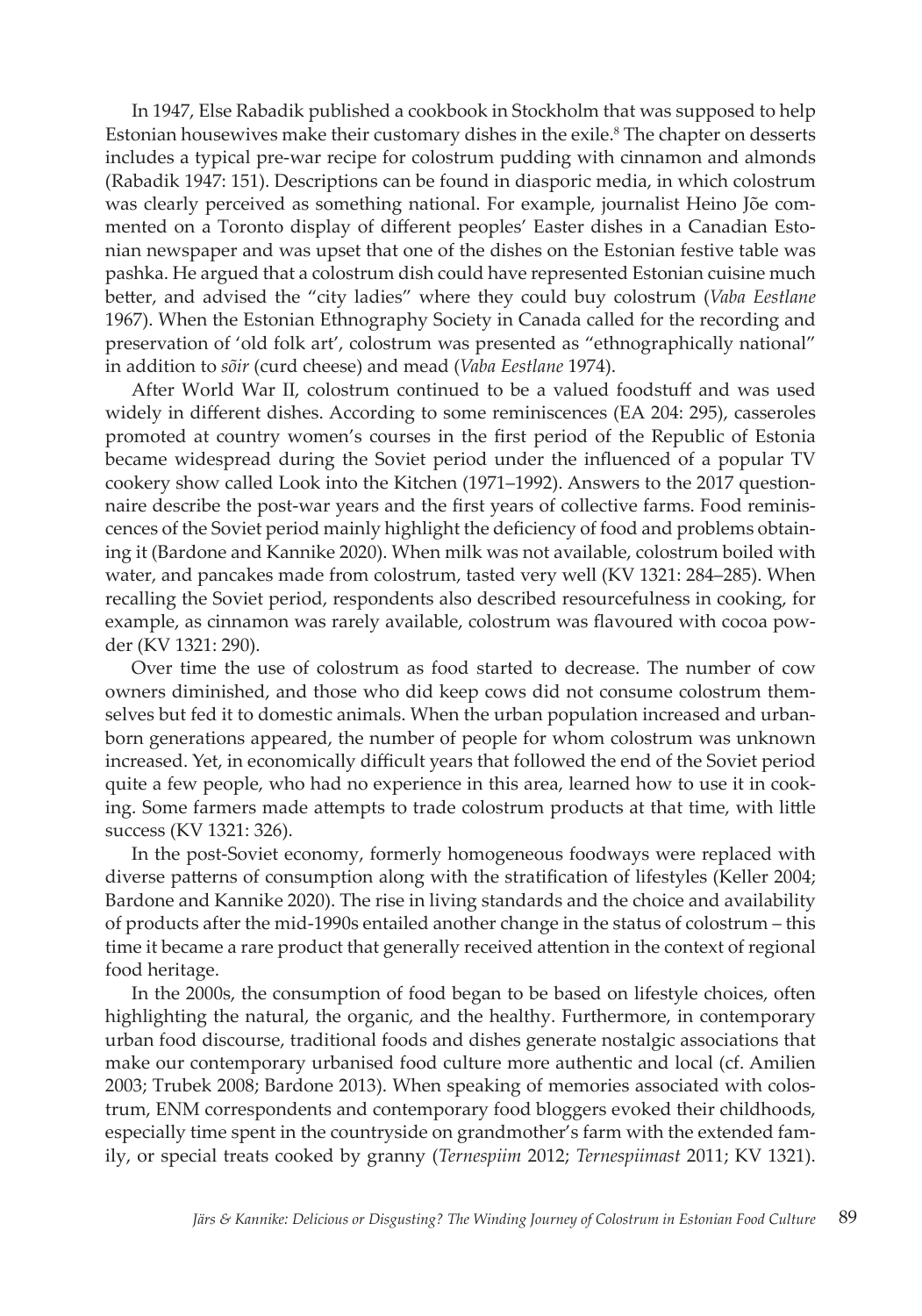In 1947, Else Rabadik published a cookbook in Stockholm that was supposed to help Estonian housewives make their customary dishes in the exile.[8] The chapter on desserts includes a typical pre-war recipe for colostrum pudding with cinnamon and almonds (Rabadik 1947: 151). Descriptions can be found in diasporic media, in which colostrum was clearly perceived as something national. For example, journalist Heino Jõe commented on a Toronto display of different peoples' Easter dishes in a Canadian Estonian newspaper and was upset that one of the dishes on the Estonian festive table was pashka. He argued that a colostrum dish could have represented Estonian cuisine much better, and advised the "city ladies" where they could buy colostrum (*Vaba Eestlane* 1967). When the Estonian Ethnography Society in Canada called for the recording and preservation of 'old folk art', colostrum was presented as "ethnographically national" in addition to *sõir* (curd cheese) and mead (*Vaba Eestlane* 1974).

After World War II, colostrum continued to be a valued foodstuff and was used widely in different dishes. According to some reminiscences (EA 204: 295), casseroles promoted at country women's courses in the first period of the Republic of Estonia became widespread during the Soviet period under the influenced of a popular TV cookery show called Look into the Kitchen (1971–1992). Answers to the 2017 questionnaire describe the post-war years and the first years of collective farms. Food reminiscences of the Soviet period mainly highlight the deficiency of food and problems obtaining it (Bardone and Kannike 2020). When milk was not available, colostrum boiled with water, and pancakes made from colostrum, tasted very well (KV 1321: 284–285). When recalling the Soviet period, respondents also described resourcefulness in cooking, for example, as cinnamon was rarely available, colostrum was flavoured with cocoa powder (KV 1321: 290).

Over time the use of colostrum as food started to decrease. The number of cow owners diminished, and those who did keep cows did not consume colostrum themselves but fed it to domestic animals. When the urban population increased and urban-born generations appeared, the number of people for whom colostrum was unknown increased. Yet, in economically difficult years that followed the end of the Soviet period quite a few people, who had no experience in this area, learned how to use it in cooking. Some farmers made attempts to trade colostrum products at that time, with little success (KV 1321: 326).

In the post-Soviet economy, formerly homogeneous foodways were replaced with diverse patterns of consumption along with the stratification of lifestyles (Keller 2004; Bardone and Kannike 2020). The rise in living standards and the choice and availability of products after the mid-1990s entailed another change in the status of colostrum – this time it became a rare product that generally received attention in the context of regional food heritage.

In the 2000s, the consumption of food began to be based on lifestyle choices, often highlighting the natural, the organic, and the healthy. Furthermore, in contemporary urban food discourse, traditional foods and dishes generate nostalgic associations that make our contemporary urbanised food culture more authentic and local (cf. Amilien 2003; Trubek 2008; Bardone 2013). When speaking of memories associated with colostrum, ENM correspondents and contemporary food bloggers evoked their childhoods, especially time spent in the countryside on grandmother's farm with the extended family, or special treats cooked by granny (*Ternespiim* 2012; *Ternespiimast* 2011; KV 1321).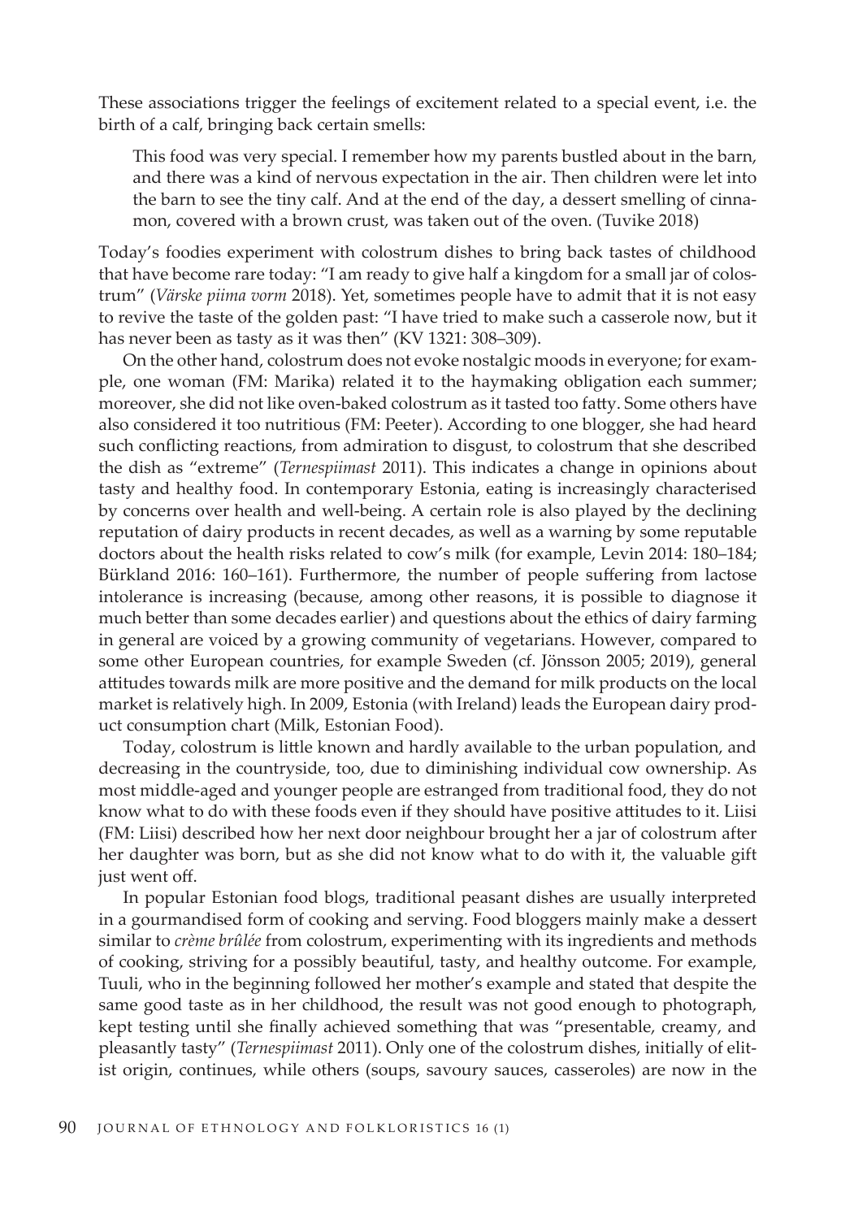These associations trigger the feelings of excitement related to a special event, i.e. the birth of a calf, bringing back certain smells:

> This food was very special. I remember how my parents bustled about in the barn, and there was a kind of nervous expectation in the air. Then children were let into the barn to see the tiny calf. And at the end of the day, a dessert smelling of cinnamon, covered with a brown crust, was taken out of the oven. (Tuvike 2018)

Today's foodies experiment with colostrum dishes to bring back tastes of childhood that have become rare today: "I am ready to give half a kingdom for a small jar of colostrum" (*Värske piima vorm* 2018). Yet, sometimes people have to admit that it is not easy to revive the taste of the golden past: "I have tried to make such a casserole now, but it has never been as tasty as it was then" (KV 1321: 308–309).

On the other hand, colostrum does not evoke nostalgic moods in everyone; for example, one woman (FM: Marika) related it to the haymaking obligation each summer; moreover, she did not like oven-baked colostrum as it tasted too fatty. Some others have also considered it too nutritious (FM: Peeter). According to one blogger, she had heard such conflicting reactions, from admiration to disgust, to colostrum that she described the dish as "extreme" (*Ternespiimast* 2011). This indicates a change in opinions about tasty and healthy food. In contemporary Estonia, eating is increasingly characterised by concerns over health and well-being. A certain role is also played by the declining reputation of dairy products in recent decades, as well as a warning by some reputable doctors about the health risks related to cow's milk (for example, Levin 2014: 180–184; Bürkland 2016: 160–161). Furthermore, the number of people suffering from lactose intolerance is increasing (because, among other reasons, it is possible to diagnose it much better than some decades earlier) and questions about the ethics of dairy farming in general are voiced by a growing community of vegetarians. However, compared to some other European countries, for example Sweden (cf. Jönsson 2005; 2019), general attitudes towards milk are more positive and the demand for milk products on the local market is relatively high. In 2009, Estonia (with Ireland) leads the European dairy product consumption chart (Milk, Estonian Food).

Today, colostrum is little known and hardly available to the urban population, and decreasing in the countryside, too, due to diminishing individual cow ownership. As most middle-aged and younger people are estranged from traditional food, they do not know what to do with these foods even if they should have positive attitudes to it. Liisi (FM: Liisi) described how her next door neighbour brought her a jar of colostrum after her daughter was born, but as she did not know what to do with it, the valuable gift just went off.

In popular Estonian food blogs, traditional peasant dishes are usually interpreted in a gourmandised form of cooking and serving. Food bloggers mainly make a dessert similar to *crème brûlée* from colostrum, experimenting with its ingredients and methods of cooking, striving for a possibly beautiful, tasty, and healthy outcome. For example, Tuuli, who in the beginning followed her mother's example and stated that despite the same good taste as in her childhood, the result was not good enough to photograph, kept testing until she finally achieved something that was "presentable, creamy, and pleasantly tasty" (*Ternespiimast* 2011). Only one of the colostrum dishes, initially of elitist origin, continues, while others (soups, savoury sauces, casseroles) are now in the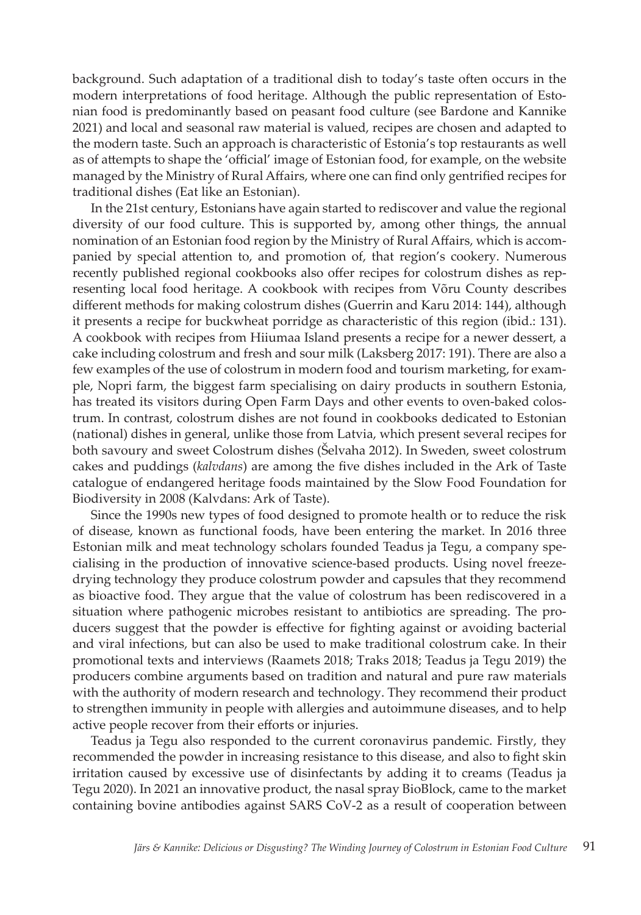background. Such adaptation of a traditional dish to today's taste often occurs in the modern interpretations of food heritage. Although the public representation of Estonian food is predominantly based on peasant food culture (see Bardone and Kannike 2021) and local and seasonal raw material is valued, recipes are chosen and adapted to the modern taste. Such an approach is characteristic of Estonia's top restaurants as well as of attempts to shape the 'official' image of Estonian food, for example, on the website managed by the Ministry of Rural Affairs, where one can find only gentrified recipes for traditional dishes (Eat like an Estonian).

In the 21st century, Estonians have again started to rediscover and value the regional diversity of our food culture. This is supported by, among other things, the annual nomination of an Estonian food region by the Ministry of Rural Affairs, which is accompanied by special attention to, and promotion of, that region's cookery. Numerous recently published regional cookbooks also offer recipes for colostrum dishes as representing local food heritage. A cookbook with recipes from Võru County describes different methods for making colostrum dishes (Guerrin and Karu 2014: 144), although it presents a recipe for buckwheat porridge as characteristic of this region (ibid.: 131). A cookbook with recipes from Hiiumaa Island presents a recipe for a newer dessert, a cake including colostrum and fresh and sour milk (Laksberg 2017: 191). There are also a few examples of the use of colostrum in modern food and tourism marketing, for example, Nopri farm, the biggest farm specialising on dairy products in southern Estonia, has treated its visitors during Open Farm Days and other events to oven-baked colostrum. In contrast, colostrum dishes are not found in cookbooks dedicated to Estonian (national) dishes in general, unlike those from Latvia, which present several recipes for both savoury and sweet Colostrum dishes (Šelvaha 2012). In Sweden, sweet colostrum cakes and puddings (*kalvdans*) are among the five dishes included in the Ark of Taste catalogue of endangered heritage foods maintained by the Slow Food Foundation for Biodiversity in 2008 (Kalvdans: Ark of Taste).

Since the 1990s new types of food designed to promote health or to reduce the risk of disease, known as functional foods, have been entering the market. In 2016 three Estonian milk and meat technology scholars founded Teadus ja Tegu, a company specialising in the production of innovative science-based products. Using novel freeze-drying technology they produce colostrum powder and capsules that they recommend as bioactive food. They argue that the value of colostrum has been rediscovered in a situation where pathogenic microbes resistant to antibiotics are spreading. The producers suggest that the powder is effective for fighting against or avoiding bacterial and viral infections, but can also be used to make traditional colostrum cake. In their promotional texts and interviews (Raamets 2018; Traks 2018; Teadus ja Tegu 2019) the producers combine arguments based on tradition and natural and pure raw materials with the authority of modern research and technology. They recommend their product to strengthen immunity in people with allergies and autoimmune diseases, and to help active people recover from their efforts or injuries.

Teadus ja Tegu also responded to the current coronavirus pandemic. Firstly, they recommended the powder in increasing resistance to this disease, and also to fight skin irritation caused by excessive use of disinfectants by adding it to creams (Teadus ja Tegu 2020). In 2021 an innovative product, the nasal spray BioBlock, came to the market containing bovine antibodies against SARS CoV-2 as a result of cooperation between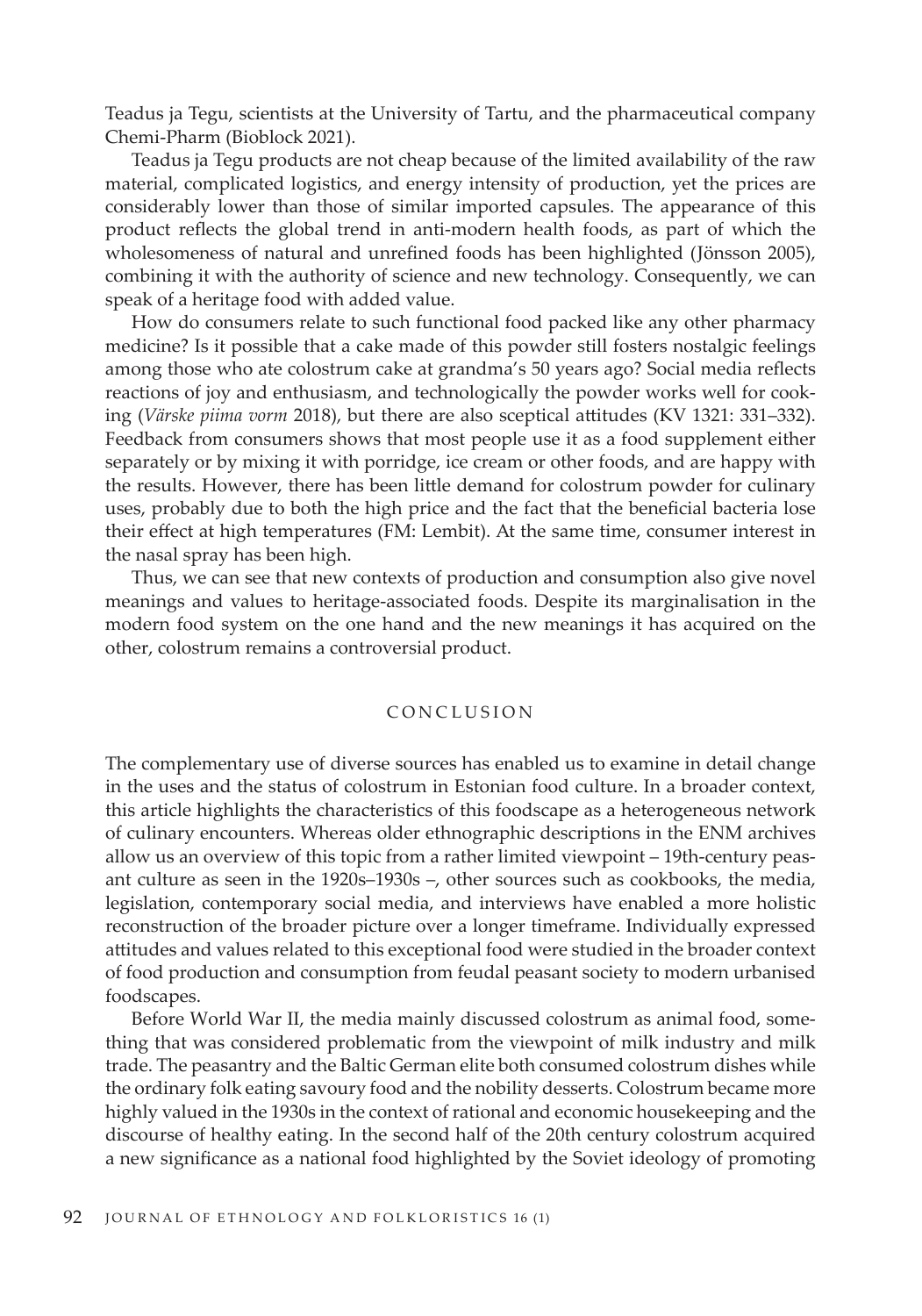Teadus ja Tegu, scientists at the University of Tartu, and the pharmaceutical company Chemi-Pharm (Bioblock 2021).

Teadus ja Tegu products are not cheap because of the limited availability of the raw material, complicated logistics, and energy intensity of production, yet the prices are considerably lower than those of similar imported capsules. The appearance of this product reflects the global trend in anti-modern health foods, as part of which the wholesomeness of natural and unrefined foods has been highlighted (Jönsson 2005), combining it with the authority of science and new technology. Consequently, we can speak of a heritage food with added value.

How do consumers relate to such functional food packed like any other pharmacy medicine? Is it possible that a cake made of this powder still fosters nostalgic feelings among those who ate colostrum cake at grandma's 50 years ago? Social media reflects reactions of joy and enthusiasm, and technologically the powder works well for cooking (*Värske piima vorm* 2018), but there are also sceptical attitudes (KV 1321: 331–332). Feedback from consumers shows that most people use it as a food supplement either separately or by mixing it with porridge, ice cream or other foods, and are happy with the results. However, there has been little demand for colostrum powder for culinary uses, probably due to both the high price and the fact that the beneficial bacteria lose their effect at high temperatures (FM: Lembit). At the same time, consumer interest in the nasal spray has been high.

Thus, we can see that new contexts of production and consumption also give novel meanings and values to heritage-associated foods. Despite its marginalisation in the modern food system on the one hand and the new meanings it has acquired on the other, colostrum remains a controversial product.

## CONCLUSION

The complementary use of diverse sources has enabled us to examine in detail change in the uses and the status of colostrum in Estonian food culture. In a broader context, this article highlights the characteristics of this foodscape as a heterogeneous network of culinary encounters. Whereas older ethnographic descriptions in the ENM archives allow us an overview of this topic from a rather limited viewpoint – 19th-century peasant culture as seen in the 1920s–1930s –, other sources such as cookbooks, the media, legislation, contemporary social media, and interviews have enabled a more holistic reconstruction of the broader picture over a longer timeframe. Individually expressed attitudes and values related to this exceptional food were studied in the broader context of food production and consumption from feudal peasant society to modern urbanised foodscapes.

Before World War II, the media mainly discussed colostrum as animal food, something that was considered problematic from the viewpoint of milk industry and milk trade. The peasantry and the Baltic German elite both consumed colostrum dishes while the ordinary folk eating savoury food and the nobility desserts. Colostrum became more highly valued in the 1930s in the context of rational and economic housekeeping and the discourse of healthy eating. In the second half of the 20th century colostrum acquired a new significance as a national food highlighted by the Soviet ideology of promoting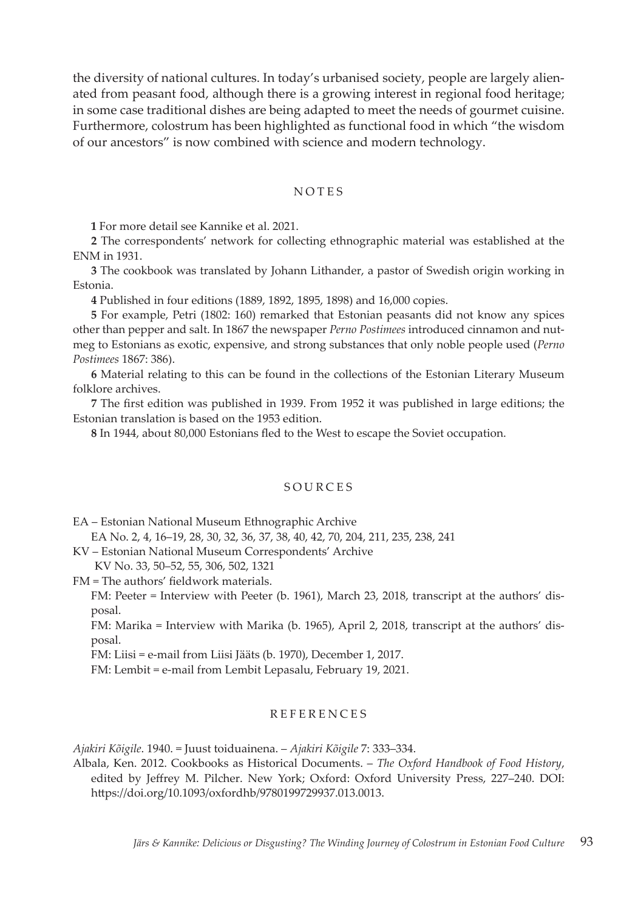the diversity of national cultures. In today's urbanised society, people are largely alienated from peasant food, although there is a growing interest in regional food heritage; in some case traditional dishes are being adapted to meet the needs of gourmet cuisine. Furthermore, colostrum has been highlighted as functional food in which "the wisdom of our ancestors" is now combined with science and modern technology.

## NOTES

**1** For more detail see Kannike et al. 2021.

**2** The correspondents' network for collecting ethnographic material was established at the ENM in 1931.

**3** The cookbook was translated by Johann Lithander, a pastor of Swedish origin working in Estonia.

**4** Published in four editions (1889, 1892, 1895, 1898) and 16,000 copies.

**5** For example, Petri (1802: 160) remarked that Estonian peasants did not know any spices other than pepper and salt. In 1867 the newspaper *Perno Postimees* introduced cinnamon and nutmeg to Estonians as exotic, expensive, and strong substances that only noble people used (*Perno Postimees* 1867: 386).

**6** Material relating to this can be found in the collections of the Estonian Literary Museum folklore archives.

**7** The first edition was published in 1939. From 1952 it was published in large editions; the Estonian translation is based on the 1953 edition.

**8** In 1944, about 80,000 Estonians fled to the West to escape the Soviet occupation.

## SOURCES

EA – Estonian National Museum Ethnographic Archive

EA No. 2, 4, 16–19, 28, 30, 32, 36, 37, 38, 40, 42, 70, 204, 211, 235, 238, 241

KV – Estonian National Museum Correspondents' Archive

KV No. 33, 50–52, 55, 306, 502, 1321

FM = The authors' fieldwork materials.

FM: Peeter = Interview with Peeter (b. 1961), March 23, 2018, transcript at the authors' disposal.

FM: Marika = Interview with Marika (b. 1965), April 2, 2018, transcript at the authors' disposal.

FM: Liisi = e-mail from Liisi Jääts (b. 1970), December 1, 2017.

FM: Lembit = e-mail from Lembit Lepasalu, February 19, 2021.

## REFERENCES

*Ajakiri Kõigile*. 1940. = Juust toiduainena. – *Ajakiri Kõigile* 7: 333–334.

Albala, Ken. 2012. Cookbooks as Historical Documents. – *The Oxford Handbook of Food History*, edited by Jeffrey M. Pilcher. New York; Oxford: Oxford University Press, 227–240. DOI: https://doi.org/10.1093/oxfordhb/9780199729937.013.0013.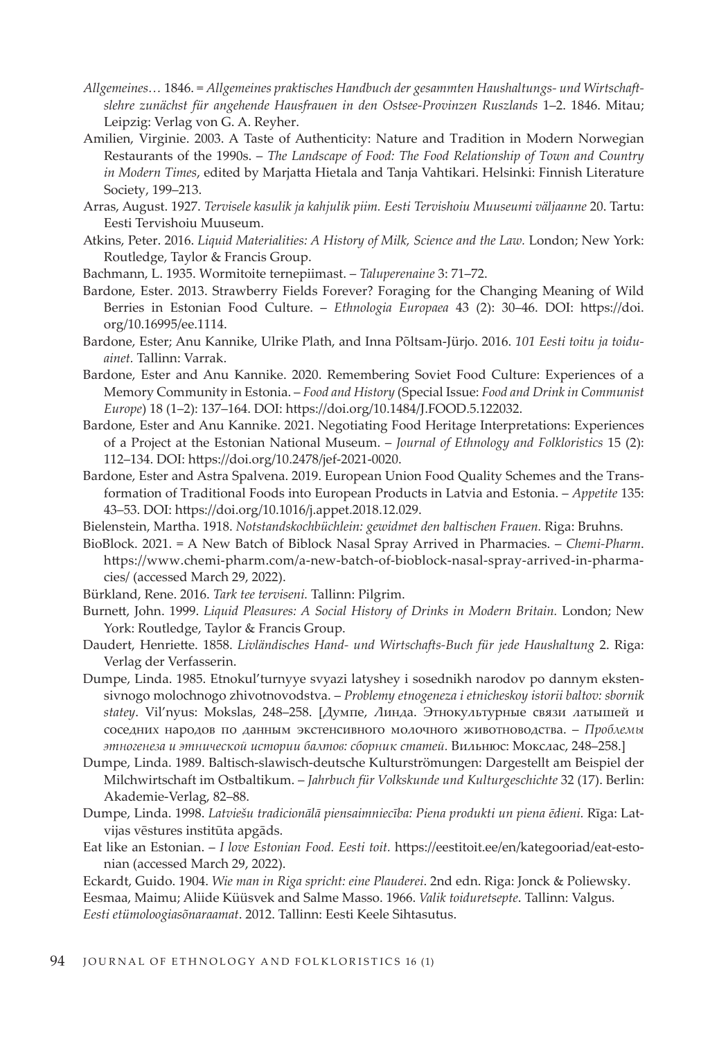*Allgemeines…* 1846. = *Allgemeines praktisches Handbuch der gesammten Haushaltungs- und Wirtschaftslehre zunächst für angehende Hausfrauen in den Ostsee-Provinzen Ruszlands* 1–2. 1846. Mitau; Leipzig: Verlag von G. A. Reyher.

Amilien, Virginie. 2003. A Taste of Authenticity: Nature and Tradition in Modern Norwegian Restaurants of the 1990s. – *The Landscape of Food: The Food Relationship of Town and Country in Modern Times*, edited by Marjatta Hietala and Tanja Vahtikari. Helsinki: Finnish Literature Society, 199–213.

Arras, August. 1927. *Tervisele kasulik ja kahjulik piim. Eesti Tervishoiu Muuseumi väljaanne* 20. Tartu: Eesti Tervishoiu Muuseum.

Atkins, Peter. 2016. *Liquid Materialities: A History of Milk, Science and the Law.* London; New York: Routledge, Taylor & Francis Group.

Bachmann, L. 1935. Wormitoite ternepiimast. – *Taluperenaine* 3: 71–72.

Bardone, Ester. 2013. Strawberry Fields Forever? Foraging for the Changing Meaning of Wild Berries in Estonian Food Culture. – *Ethnologia Europaea* 43 (2): 30–46. DOI: https://doi.org/10.16995/ee.1114.

Bardone, Ester; Anu Kannike, Ulrike Plath, and Inna Põltsam-Jürjo. 2016. *101 Eesti toitu ja toiduainet.* Tallinn: Varrak.

Bardone, Ester and Anu Kannike. 2020. Remembering Soviet Food Culture: Experiences of a Memory Community in Estonia. – *Food and History* (Special Issue: *Food and Drink in Communist Europe*) 18 (1–2): 137–164. DOI: https://doi.org/10.1484/J.FOOD.5.122032.

Bardone, Ester and Anu Kannike. 2021. Negotiating Food Heritage Interpretations: Experiences of a Project at the Estonian National Museum. – *Journal of Ethnology and Folkloristics* 15 (2): 112–134. DOI: https://doi.org/10.2478/jef-2021-0020.

Bardone, Ester and Astra Spalvena. 2019. European Union Food Quality Schemes and the Transformation of Traditional Foods into European Products in Latvia and Estonia. – *Appetite* 135: 43–53. DOI: https://doi.org/10.1016/j.appet.2018.12.029.

Bielenstein, Martha. 1918. *Notstandskochbüchlein: gewidmet den baltischen Frauen.* Riga: Bruhns.

BioBlock. 2021. = A New Batch of Biblock Nasal Spray Arrived in Pharmacies. – *Chemi-Pharm*. https://www.chemi-pharm.com/a-new-batch-of-bioblock-nasal-spray-arrived-in-pharmacies/ (accessed March 29, 2022).

Bürkland, Rene. 2016. *Tark tee terviseni.* Tallinn: Pilgrim.

Burnett, John. 1999. *Liquid Pleasures: A Social History of Drinks in Modern Britain.* London; New York: Routledge, Taylor & Francis Group.

Daudert, Henriette. 1858. *Livländisches Hand- und Wirtschafts-Buch für jede Haushaltung* 2. Riga: Verlag der Verfasserin.

Dumpe, Linda. 1985. Etnokul'turnyye svyazi latyshey i sosednikh narodov po dannym ekstensivnogo molochnogo zhivotnovodstva. – *Problemy etnogeneza i etnicheskoy istorii baltov: sbornik statey*. Vil'nyus: Mokslas, 248–258. [Думпе, Линда. Этнокультурные связи латышей и соседних народов по данным экстенсивного молочного животноводства. – *Проблемы этногенеза и этнической истории балтов: сборник статей*. Вильнюс: Мокслас, 248–258.]

Dumpe, Linda. 1989. Baltisch-slawisch-deutsche Kulturströmungen: Dargestellt am Beispiel der Milchwirtschaft im Ostbaltikum. – *Jahrbuch für Volkskunde und Kulturgeschichte* 32 (17). Berlin: Akademie-Verlag, 82–88.

Dumpe, Linda. 1998. *Latviešu tradicionālā piensaimniecība: Piena produkti un piena ēdieni.* Rīga: Latvijas vēstures institūta apgāds.

Eat like an Estonian. – *I love Estonian Food. Eesti toit.* https://eestitoit.ee/en/kategooriad/eat-estonian (accessed March 29, 2022).

Eckardt, Guido. 1904. *Wie man in Riga spricht: eine Plauderei*. 2nd edn. Riga: Jonck & Poliewsky.

Eesmaa, Maimu; Aliide Küüsvek and Salme Masso. 1966. *Valik toiduretsepte*. Tallinn: Valgus.

*Eesti etümoloogiasõnaraamat*. 2012. Tallinn: Eesti Keele Sihtasutus.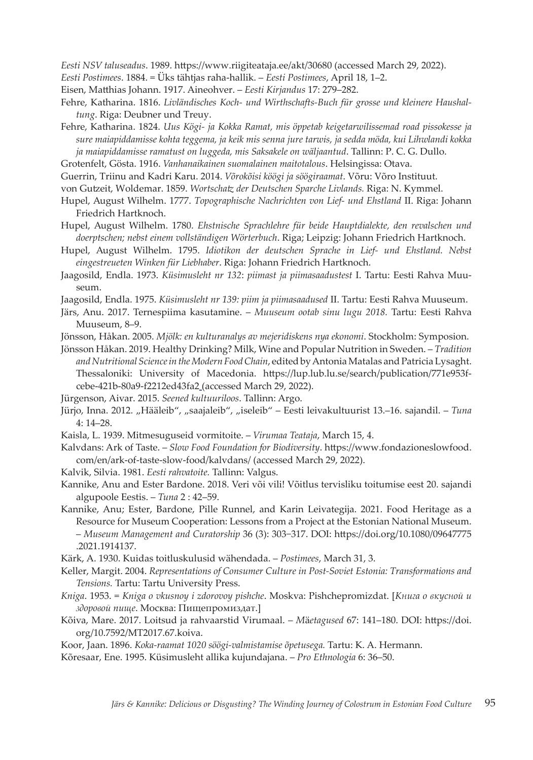*Eesti NSV taluseadus*. 1989. https://www.riigiteataja.ee/akt/30680 (accessed March 29, 2022).

*Eesti Postimees*. 1884. = Üks tähtjas raha-hallik. – *Eesti Postimees*, April 18, 1–2.

Eisen, Matthias Johann. 1917. Aineohver. – *Eesti Kirjandus* 17: 279–282.

Fehre, Katharina. 1816. *Livländisches Koch- und Wirthschafts-Buch für grosse und kleinere Haushaltung*. Riga: Deubner und Treuy.

Fehre, Katharina. 1824. *Uus Kögi- ja Kokka Ramat, mis öppetab keigetarwilissemad road pissokesse ja sure maiapiddamisse kohta teggema, ja keik mis senna jure tarwis, ja sedda möda, kui Lihwlandi kokka ja maiapiddamisse ramatust on luggeda, mis Saksakele on wäljaantud*. Tallinn: P. C. G. Dullo.

Grotenfelt, Gösta. 1916. *Vanhanaikainen suomalainen maitotalous*. Helsingissa: Otava.

Guerrin, Triinu and Kadri Karu. 2014. *Võrokõisi köögi ja söögiraamat*. Võru: Võro Instituut.

von Gutzeit, Woldemar. 1859. *Wortschatz der Deutschen Sparche Livlands.* Riga: N. Kymmel.

Hupel, August Wilhelm. 1777. *Topographische Nachrichten von Lief- und Ehstland* II. Riga: Johann Friedrich Hartknoch.

Hupel, August Wilhelm. 1780. *Ehstnische Sprachlehre für beide Hauptdialekte, den revalschen und doerptschen; nebst einem vollständigen Wörterbuch*. Riga; Leipzig: Johann Friedrich Hartknoch.

Hupel, August Wilhelm. 1795. *Idiotikon der deutschen Sprache in Lief- und Ehstland. Nebst eingestreueten Winken für Liebhaber*. Riga: Johann Friedrich Hartknoch.

Jaagosild, Endla. 1973. *Küsimusleht nr 132*: *piimast ja piimasaadustest* I. Tartu: Eesti Rahva Muuseum.

Jaagosild, Endla. 1975. *Küsimusleht nr 139: piim ja piimasaadused* II. Tartu: Eesti Rahva Muuseum.

Järs, Anu. 2017. Ternespiima kasutamine. – *Muuseum ootab sinu lugu 2018.* Tartu: Eesti Rahva Muuseum, 8–9.

Jönsson, Håkan. 2005. *Mjölk: en kulturanalys av mejeridiskens nya ekonomi*. Stockholm: Symposion.

Jönsson Håkan. 2019. Healthy Drinking? Milk, Wine and Popular Nutrition in Sweden. – *Tradition and Nutritional Science in the Modern Food Chain*, edited by Antonia Matalas and Patricia Lysaght. Thessaloniki: University of Macedonia. https://lup.lub.lu.se/search/publication/771e953f-cebe-421b-80a9-f2212ed43fa2 (accessed March 29, 2022).

Jürgenson, Aivar. 2015. *Seened kultuuriloos*. Tallinn: Argo.

Jürjo, Inna. 2012. „Hääleib", „saajaleib", „iseleib" – Eesti leivakultuurist 13.–16. sajandil. – *Tuna* 4: 14–28.

Kaisla, L. 1939. Mitmesuguseid vormitoite. – *Virumaa Teataja*, March 15, 4.

Kalvdans: Ark of Taste. – *Slow Food Foundation for Biodiversity*. https://www.fondazioneslowfood.com/en/ark-of-taste-slow-food/kalvdans/ (accessed March 29, 2022).

Kalvik, Silvia. 1981. *Eesti rahvatoite.* Tallinn: Valgus.

Kannike, Anu and Ester Bardone. 2018. Veri või vili! Võitlus tervisliku toitumise eest 20. sajandi algupoole Eestis. – *Tuna* 2 : 42–59.

Kannike, Anu; Ester, Bardone , Pille Runnel, and Karin Leivategija. 2021. Food Heritage as a Resource for Museum Cooperation: Lessons from a Project at the Estonian National Museum. – *Museum Management and Curatorship* 36 (3): 303‒317. DOI: https://doi.org/10.1080/09647775.2021.1914137.

Kärk, A. 1930. Kuidas toitluskulusid vähendada. – *Postimees*, March 31, 3.

Keller, Margit. 2004. *Representations of Consumer Culture in Post-Soviet Estonia: Transformations and Tensions.* Tartu: Tartu University Press.

*Kniga*. 1953. = *Kniga o vkusnoy i zdorovoy pishche*. Moskva: Pishchepromizdat. [*Книга о вкусной и здоровой пище*. Москва: Пищепромиздат.]

Kõiva, Mare. 2017. Loitsud ja rahvaarstid Virumaal. – *Mäetagused* 67: 141–180. DOI: https://doi.org/10.7592/MT2017.67.koiva.

Koor, Jaan. 1896. *Koka-raamat 1020 söögi-valmistamise õpetusega.* Tartu: K. A. Hermann.

Kõresaar, Ene. 1995. Küsimusleht allika kujundajana. – *Pro Ethnologia* 6: 36–50.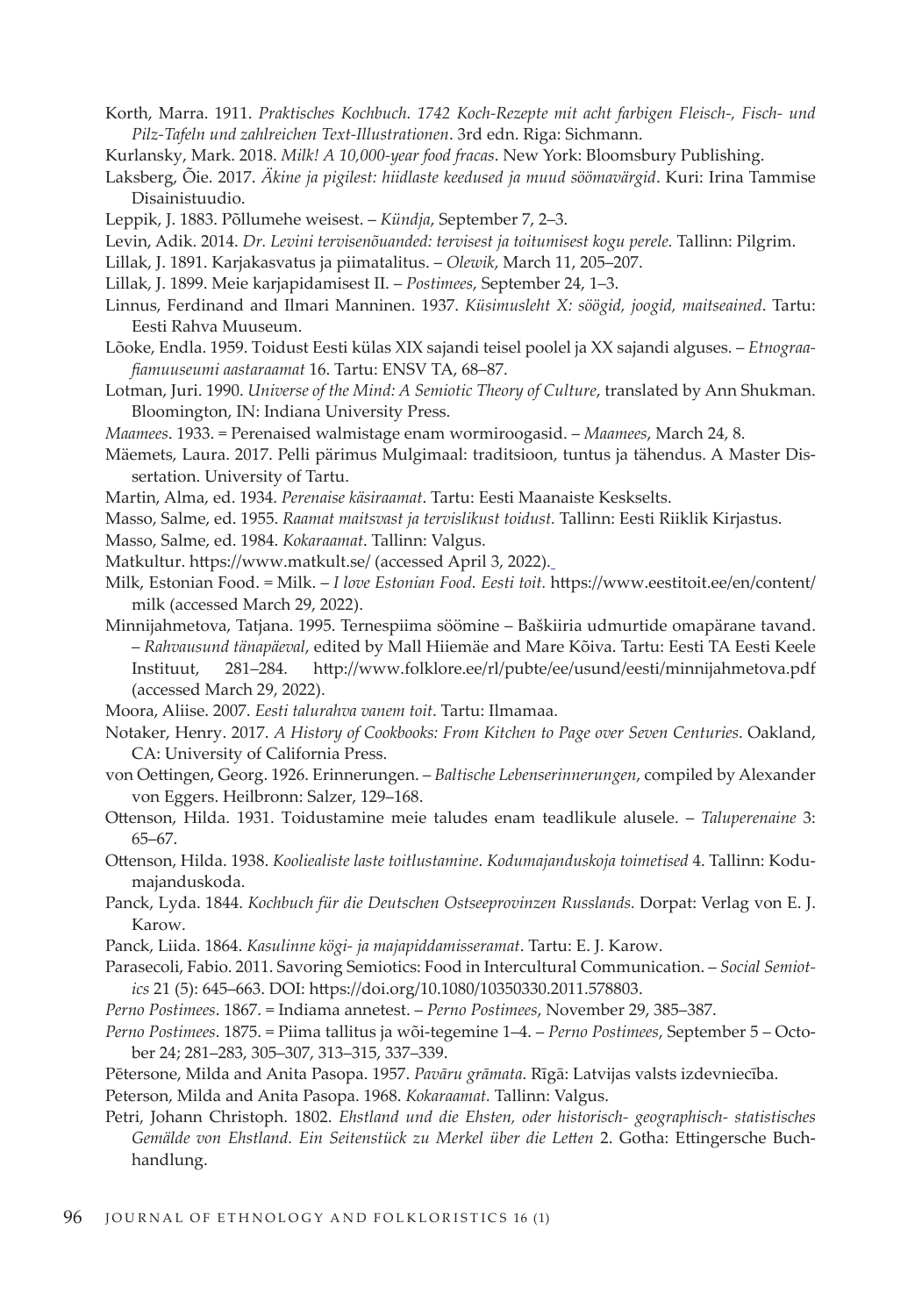Korth, Marra. 1911. *Praktisches Kochbuch. 1742 Koch-Rezepte mit acht farbigen Fleisch-, Fisch- und Pilz-Tafeln und zahlreichen Text-Illustrationen*. 3rd edn. Riga: Sichmann.

Kurlansky, Mark. 2018. *Milk! A 10,000-year food fracas*. New York: Bloomsbury Publishing.

Laksberg, Õie. 2017. *Äkine ja pigilest: hiidlaste keedused ja muud söömavärgid*. Kuri: Irina Tammise Disainistuudio.

Leppik, J. 1883. Põllumehe weisest. – *Kündja*, September 7, 2–3.

Levin, Adik. 2014. *Dr. Levini tervisenõuanded: tervisest ja toitumisest kogu perele.* Tallinn: Pilgrim.

Lillak, J. 1891. Karjakasvatus ja piimatalitus. – *Olewik*, March 11, 205–207.

Lillak, J. 1899. Meie karjapidamisest II. – *Postimees*, September 24, 1–3.

Linnus, Ferdinand and Ilmari Manninen. 1937. *Küsimusleht X: söögid, joogid, maitseained*. Tartu: Eesti Rahva Muuseum.

Lõoke, Endla. 1959. Toidust Eesti külas XIX sajandi teisel poolel ja XX sajandi alguses. – *Etnograafiamuuseumi aastaraamat* 16. Tartu: ENSV TA, 68–87.

Lotman, Juri. 1990. *Universe of the Mind: A Semiotic Theory of Culture*, translated by Ann Shukman. Bloomington, IN: Indiana University Press.

*Maamees*. 1933. = Perenaised walmistage enam wormiroogasid. – *Maamees*, March 24, 8.

Mäemets, Laura. 2017. Pelli pärimus Mulgimaal: traditsioon, tuntus ja tähendus. A Master Dissertation. University of Tartu.

Martin, Alma, ed. 1934. *Perenaise käsiraamat*. Tartu: Eesti Maanaiste Keskselts.

Masso, Salme, ed. 1955. *Raamat maitsvast ja tervislikust toidust.* Tallinn: Eesti Riiklik Kirjastus.

Masso, Salme, ed. 1984. *Kokaraamat*. Tallinn: Valgus.

Matkultur. https://www.matkult.se/ (accessed April 3, 2022).

Milk, Estonian Food. = Milk. – *I love Estonian Food. Eesti toit.* https://www.eestitoit.ee/en/content/milk (accessed March 29, 2022).

Minnijahmetova, Tatjana. 1995. Ternespiima söömine – Baškiiria udmurtide omapärane tavand. – *Rahvausund tänapäeval*, edited by Mall Hiiemäe and Mare Kõiva. Tartu: Eesti TA Eesti Keele Instituut, 281–284. http://www.folklore.ee/rl/pubte/ee/usund/eesti/minnijahmetova.pdf (accessed March 29, 2022).

Moora, Aliise. 2007. *Eesti talurahva vanem toit*. Tartu: Ilmamaa.

Notaker, Henry. 2017. *A History of Cookbooks: From Kitchen to Page over Seven Centuries*. Oakland, CA: University of California Press.

von Oettingen, Georg. 1926. Erinnerungen. – *Baltische Lebenserinnerungen*, compiled by Alexander von Eggers. Heilbronn: Salzer, 129–168.

Ottenson, Hilda. 1931. Toidustamine meie taludes enam teadlikule alusele. – *Taluperenaine* 3: 65–67.

Ottenson, Hilda. 1938. *Koolieealiste laste toitlustamine*. *Kodumajanduskoja toimetised* 4. Tallinn: Kodumajanduskoda.

Panck, Lyda. 1844. *Kochbuch für die Deutschen Ostseeprovinzen Russlands.* Dorpat: Verlag von E. J. Karow.

Panck, Liida. 1864. *Kasulinne kögi- ja majapiddamisseramat*. Tartu: E. J. Karow.

Parasecoli, Fabio. 2011. Savoring Semiotics: Food in Intercultural Communication. – *Social Semiotics* 21 (5): 645–663. DOI: https://doi.org/10.1080/10350330.2011.578803.

*Perno Postimees*. 1867. = Indiama annetest. – *Perno Postimees*, November 29, 385–387.

*Perno Postimees*. 1875. = Piima tallitus ja wõi-tegemine 1–4. – *Perno Postimees*, September 5 – October 24; 281–283, 305–307, 313–315, 337–339.

Pētersone, Milda and Anita Pasopa. 1957. *Pavāru grāmata*. Rīgā: Latvijas valsts izdevniecība.

Peterson, Milda and Anita Pasopa. 1968. *Kokaraamat.* Tallinn: Valgus.

Petri, Johann Christoph. 1802. *Ehstland und die Ehsten, oder historisch- geographisch- statistisches Gemälde von Ehstland. Ein Seitenstück zu Merkel über die Letten* 2. Gotha: Ettingersche Buchhandlung.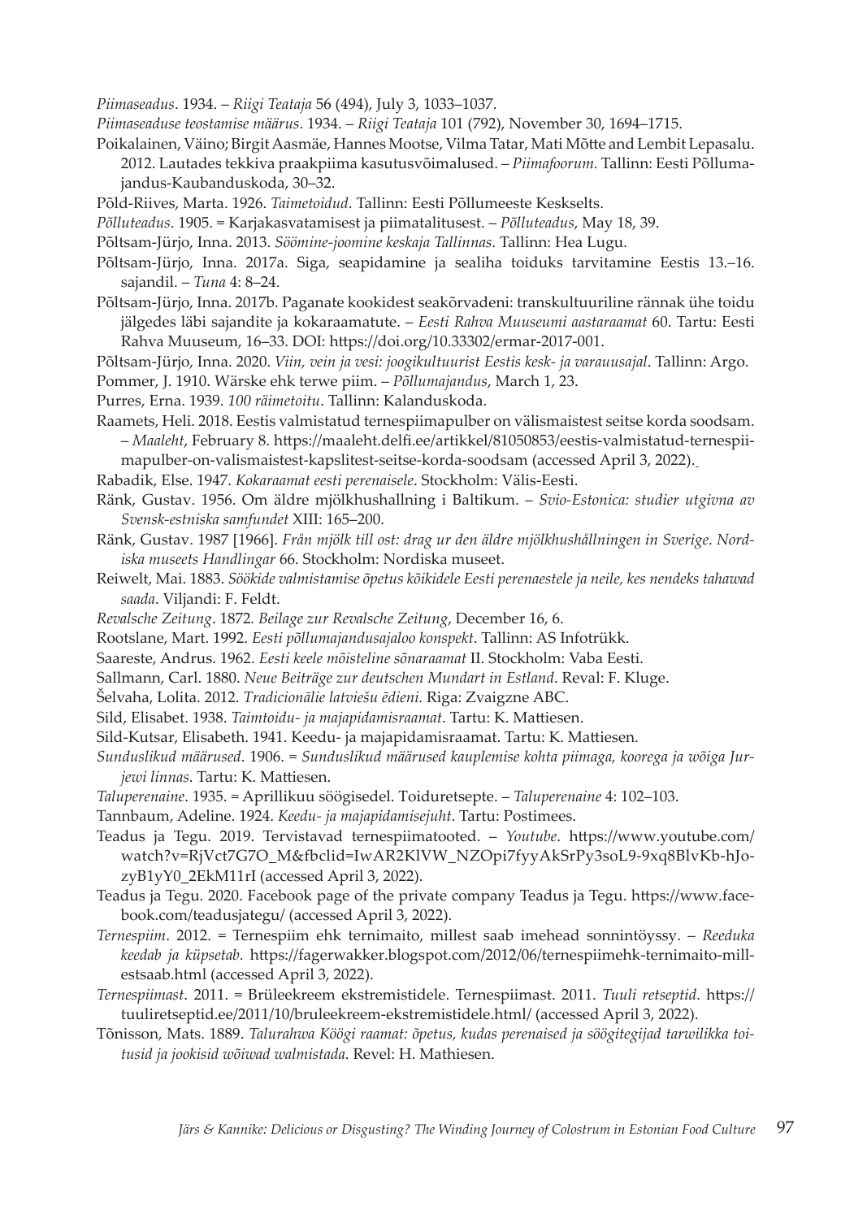*Piimaseadus*. 1934. – *Riigi Teataja* 56 (494), July 3, 1033–1037.

*Piimaseaduse teostamise määrus*. 1934. – *Riigi Teataja* 101 (792), November 30, 1694–1715.

Poikalainen, Väino; Birgit Aasmäe, Hannes Mootse, Vilma Tatar, Mati Mõtte and Lembit Lepasalu. 2012. Lautades tekkiva praakpiima kasutusvõimalused. – *Piimafoorum.* Tallinn: Eesti Põllumajandus-Kaubanduskoda, 30–32.

Põld-Riives, Marta. 1926. *Taimetoidud*. Tallinn: Eesti Põllumeeste Keskselts.

*Põlluteadus*. 1905. = Karjakasvatamisest ja piimatalitusest. – *Põlluteadus*, May 18, 39.

Põltsam-Jürjo, Inna. 2013. *Söömine-joomine keskaja Tallinnas*. Tallinn: Hea Lugu.

Põltsam-Jürjo, Inna. 2017a. Siga, seapidamine ja sealiha toiduks tarvitamine Eestis 13.–16. sajandil. – *Tuna* 4: 8–24.

Põltsam-Jürjo, Inna. 2017b. Paganate kookidest seakõrvadeni: transkultuuriline rännak ühe toidu jälgedes läbi sajandite ja kokaraamatute. – *Eesti Rahva Muuseumi aastaraamat* 60. Tartu: Eesti Rahva Muuseum, 16–33. DOI: https://doi.org/10.33302/ermar-2017-001.

Põltsam-Jürjo, Inna. 2020. *Viin, vein ja vesi: joogikultuurist Eestis kesk- ja varauusajal*. Tallinn: Argo.

Pommer, J. 1910. Wärske ehk terwe piim. – *Põllumajandus*, March 1, 23.

Purres, Erna. 1939. *100 räimetoitu*. Tallinn: Kalanduskoda.

Raamets, Heli. 2018. Eestis valmistatud ternespiimapulber on välismaistest seitse korda soodsam. – *Maaleht*, February 8. https://maaleht.delfi.ee/artikkel/81050853/eestis-valmistatud-ternespiimapulber-on-valismaistest-kapslitest-seitse-korda-soodsam (accessed April 3, 2022).

Rabadik, Else. 1947. *Kokaraamat eesti perenaisele*. Stockholm: Välis-Eesti.

Ränk, Gustav. 1956. Om äldre mjölkhushallning i Baltikum. – *Svio-Estonica: studier utgivna av Svensk-estniska samfundet* XIII: 165–200.

Ränk, Gustav. 1987 [1966]. *Från mjölk till ost: drag ur den äldre mjölkhushållningen in Sverige*. *Nordiska museets Handlingar* 66. Stockholm: Nordiska museet.

Reiwelt, Mai. 1883. *Söökide valmistamise õpetus kõikidele Eesti perenaestele ja neile, kes nendeks tahawad saada*. Viljandi: F. Feldt.

*Revalsche Zeitung*. 1872. *Beilage zur Revalsche Zeitung*, December 16, 6.

Rootslane, Mart. 1992. *Eesti põllumajandusajaloo konspekt*. Tallinn: AS Infotrükk.

Saareste, Andrus. 1962. *Eesti keele mõisteline sõnaraamat* II. Stockholm: Vaba Eesti.

Sallmann, Carl. 1880. *Neue Beiträge zur deutschen Mundart in Estland*. Reval: F. Kluge.

Šelvaha, Lolita. 2012. *Tradicionālie latviešu ēdieni.* Riga: Zvaigzne ABC.

Sild, Elisabet. 1938. *Taimtoidu- ja majapidamisraamat*. Tartu: K. Mattiesen.

Sild-Kutsar, Elisabeth. 1941. Keedu- ja majapidamisraamat. Tartu: K. Mattiesen.

*Sunduslikud määrused*. 1906. = *Sunduslikud määrused kauplemise kohta piimaga, koorega ja wõiga Jurjewi linnas*. Tartu: K. Mattiesen.

*Taluperenaine*. 1935. = Aprillikuu söögisedel. Toiduretsepte. – *Taluperenaine* 4: 102–103.

Tannbaum, Adeline. 1924. *Keedu- ja majapidamisejuht*. Tartu: Postimees.

Teadus ja Tegu. 2019. Tervistavad ternespiimatooted. – *Youtube*. https://www.youtube.com/watch?v=RjVct7G7O_M&fbclid=IwAR2KlVW_NZOpi7fyyAkSrPy3soL9-9xq8BlvKb-hJozyB1yY0_2EkM11rI (accessed April 3, 2022).

Teadus ja Tegu. 2020. Facebook page of the private company Teadus ja Tegu. https://www.facebook.com/teadusjategu/ (accessed April 3, 2022).

*Ternespiim*. 2012. = Ternespiim ehk ternimaito, millest saab imehead sonnintöyssy. – *Reeduka keedab ja küpsetab*. https://fagerwakker.blogspot.com/2012/06/ternespiimehk-ternimaito-millestsaab.html (accessed April 3, 2022).

*Ternespiimast*. 2011. = Brüleekreem ekstremistidele. Ternespiimast. 2011. *Tuuli retseptid*. https://tuuliretseptid.ee/2011/10/bruleekreem-ekstremistidele.html/ (accessed April 3, 2022).

Tõnisson, Mats. 1889. *Talurahwa Köögi raamat: õpetus, kudas perenaised ja söögitegijad tarwilikka toitusid ja jookisid wõiwad walmistada*. Revel: H. Mathiesen.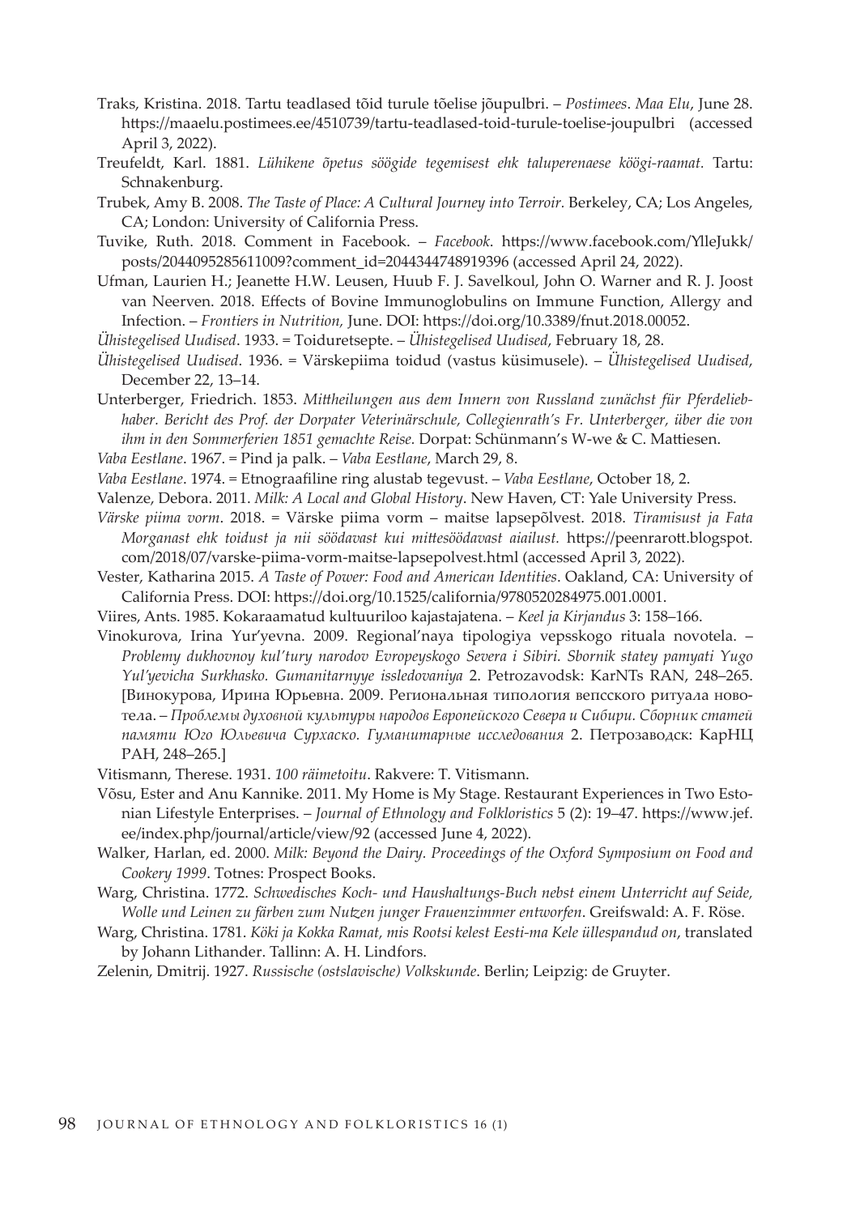Traks, Kristina. 2018. Tartu teadlased tõid turule tõelise jõupulbri. – *Postimees*. *Maa Elu*, June 28. https://maaelu.postimees.ee/4510739/tartu-teadlased-toid-turule-toelise-joupulbri (accessed April 3, 2022).

Treufeldt, Karl. 1881. *Lühikene õpetus söögide tegemisest ehk taluperenaese köögi-raamat*. Tartu: Schnakenburg.

Trubek, Amy B. 2008. *The Taste of Place: A Cultural Journey into Terroir*. Berkeley, CA; Los Angeles, CA; London: University of California Press.

Tuvike, Ruth. 2018. Comment in Facebook. – *Facebook*. https://www.facebook.com/YlleJukk/posts/2044095285611009?comment_id=2044344748919396 (accessed April 24, 2022).

Ufman, Laurien H.; Jeanette H.W. Leusen, Huub F. J. Savelkoul, John O. Warner and R. J. Joost van Neerven. 2018. Effects of Bovine Immunoglobulins on Immune Function, Allergy and Infection. – *Frontiers in Nutrition,* June. DOI: https://doi.org/10.3389/fnut.2018.00052.

*Ühistegelised Uudised*. 1933. = Toiduretsepte. – *Ühistegelised Uudised*, February 18, 28.

*Ühistegelised Uudised*. 1936. = Värskepiima toidud (vastus küsimusele). – *Ühistegelised Uudised*, December 22, 13–14.

Unterberger, Friedrich. 1853. *Mittheilungen aus dem Innern von Russland zunächst für Pferdeliebhaber. Bericht des Prof. der Dorpater Veterinärschule, Collegienrath's Fr. Unterberger, über die von ihm in den Sommerferien 1851 gemachte Reise*. Dorpat: Schünmann's W-we & C. Mattiesen.

*Vaba Eestlane*. 1967. = Pind ja palk. – *Vaba Eestlane*, March 29, 8.

*Vaba Eestlane*. 1974. = Etnograafiline ring alustab tegevust. – *Vaba Eestlane*, October 18, 2.

Valenze, Debora. 2011. *Milk: A Local and Global History*. New Haven, CT: Yale University Press.

*Värske piima vorm*. 2018. = Värske piima vorm – maitse lapsepõlvest. 2018. *Tiramisust ja Fata Morganast ehk toidust ja nii söödavast kui mittesöödavast aiailust*. https://peenrarott.blogspot.com/2018/07/varske-piima-vorm-maitse-lapsepolvest.html (accessed April 3, 2022).

Vester, Katharina 2015. *A Taste of Power: Food and American Identities*. Oakland, CA: University of California Press. DOI: https://doi.org/10.1525/california/9780520284975.001.0001.

Viires, Ants. 1985. Kokaraamatud kultuuriloo kajastajatena. – *Keel ja Kirjandus* 3: 158–166.

Vinokurova, Irina Yur'yevna. 2009. Regional'naya tipologiya vepsskogo rituala novotela. – *Problemy dukhovnoy kul'tury narodov Evropeyskogo Severa i Sibiri. Sbornik statey pamyati Yugo Yul'yevicha Surkhasko. Gumanitarnyye issledovaniya* 2. Petrozavodsk: KarNTs RAN, 248–265. [Винокурова, Ирина Юрьевна. 2009. Региональная типология вепсского ритуала новотела. – *Проблемы духовной культуры народов Европейского Севера и Сибири. Сборник статей памяти Юго Юльевича Сурхаско. Гуманитарные исследования* 2. Петрозаводск: КарНЦ РАН, 248–265.]

Vitismann, Therese. 1931. *100 räimetoitu*. Rakvere: T. Vitismann.

Võsu, Ester and Anu Kannike. 2011. My Home is My Stage. Restaurant Experiences in Two Estonian Lifestyle Enterprises. – *Journal of Ethnology and Folkloristics* 5 (2): 19–47. https://www.jef.ee/index.php/journal/article/view/92 (accessed June 4, 2022).

Walker, Harlan, ed. 2000. *Milk: Beyond the Dairy. Proceedings of the Oxford Symposium on Food and Cookery 1999*. Totnes: Prospect Books.

Warg, Christina. 1772. *Schwedisches Koch- und Haushaltungs-Buch nebst einem Unterricht auf Seide, Wolle und Leinen zu färben zum Nutzen junger Frauenzimmer entworfen*. Greifswald: A. F. Röse.

Warg, Christina. 1781. *Köki ja Kokka Ramat, mis Rootsi kelest Eesti-ma Kele üllespandud on*, translated by Johann Lithander. Tallinn: A. H. Lindfors.

Zelenin, Dmitrij. 1927. *Russische (ostslavische) Volkskunde*. Berlin; Leipzig: de Gruyter.